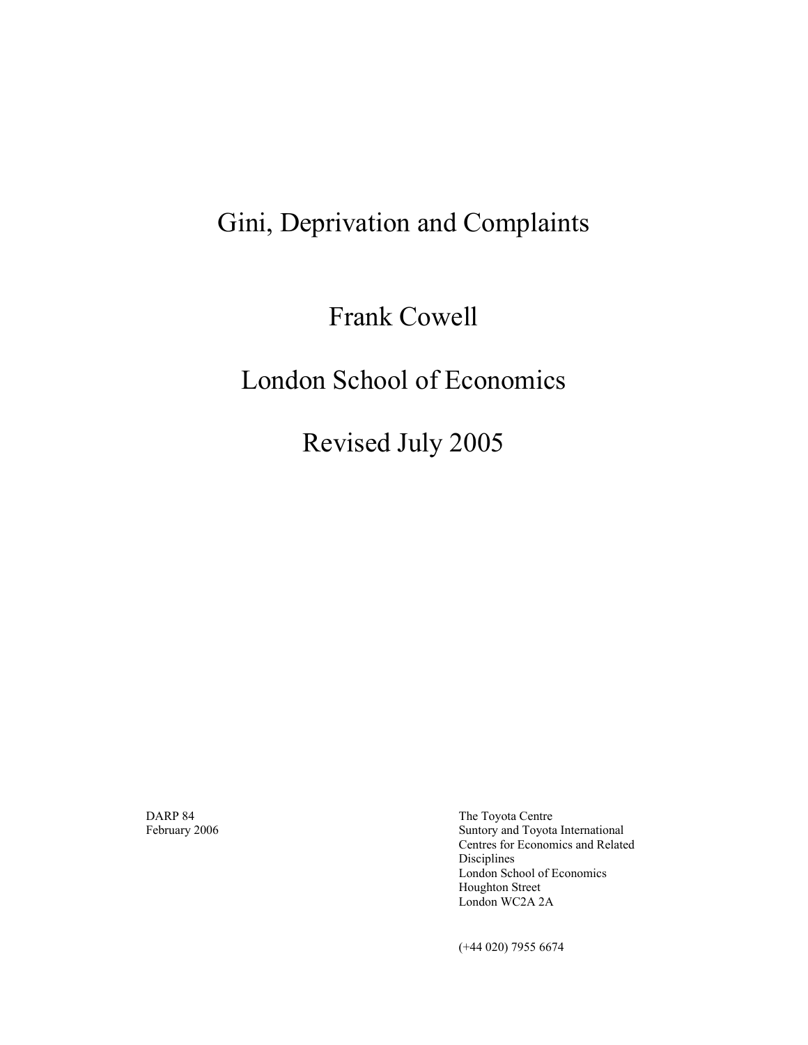# Gini, Deprivation and Complaints

Frank Cowell

London School of Economics

Revised July 2005

DARP 84
February 2006

The Toyota Centre
Suntory and Toyota International
Centres for Economics and Related
Disciplines
London School of Economics
Houghton Street
London WC2A 2A

(+44 020) 7955 6674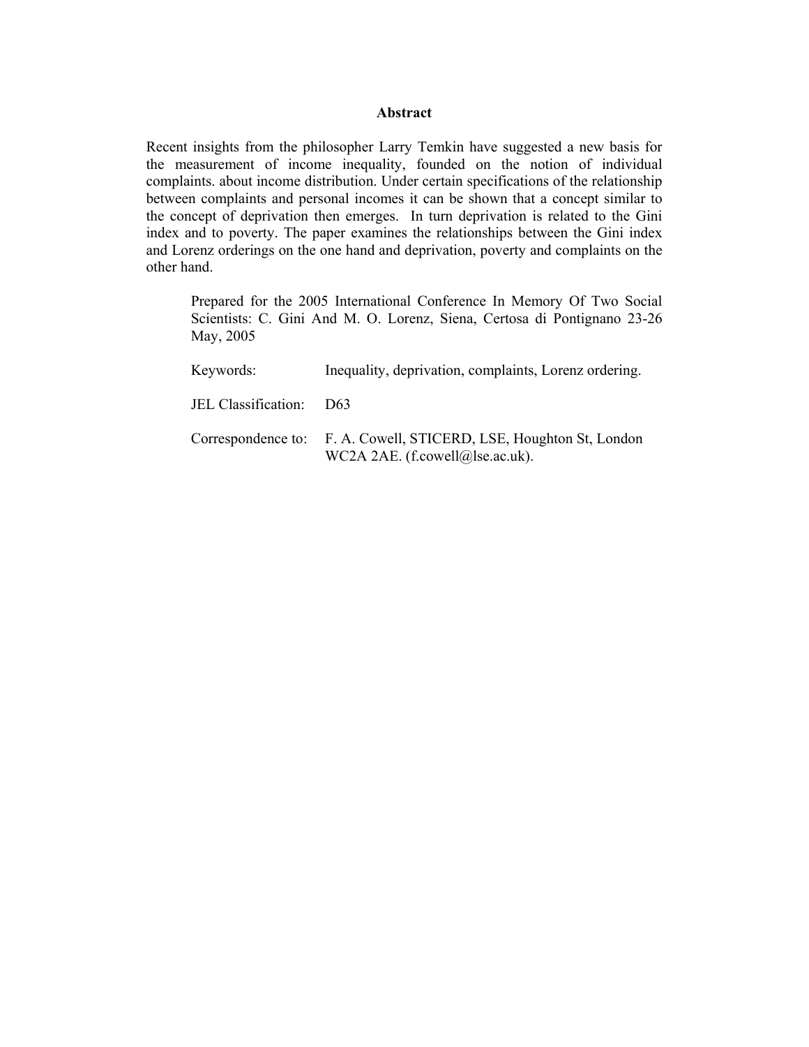## Abstract

Recent insights from the philosopher Larry Temkin have suggested a new basis for the measurement of income inequality, founded on the notion of individual complaints. about income distribution. Under certain specifications of the relationship between complaints and personal incomes it can be shown that a concept similar to the concept of deprivation then emerges. In turn deprivation is related to the Gini index and to poverty. The paper examines the relationships between the Gini index and Lorenz orderings on the one hand and deprivation, poverty and complaints on the other hand.

Prepared for the 2005 International Conference In Memory Of Two Social Scientists: C. Gini And M. O. Lorenz, Siena, Certosa di Pontignano 23-26 May, 2005

Keywords: Inequality, deprivation, complaints, Lorenz ordering.

JEL Classification: D63

Correspondence to: F. A. Cowell, STICERD, LSE, Houghton St, London WC2A 2AE. (f.cowell@lse.ac.uk).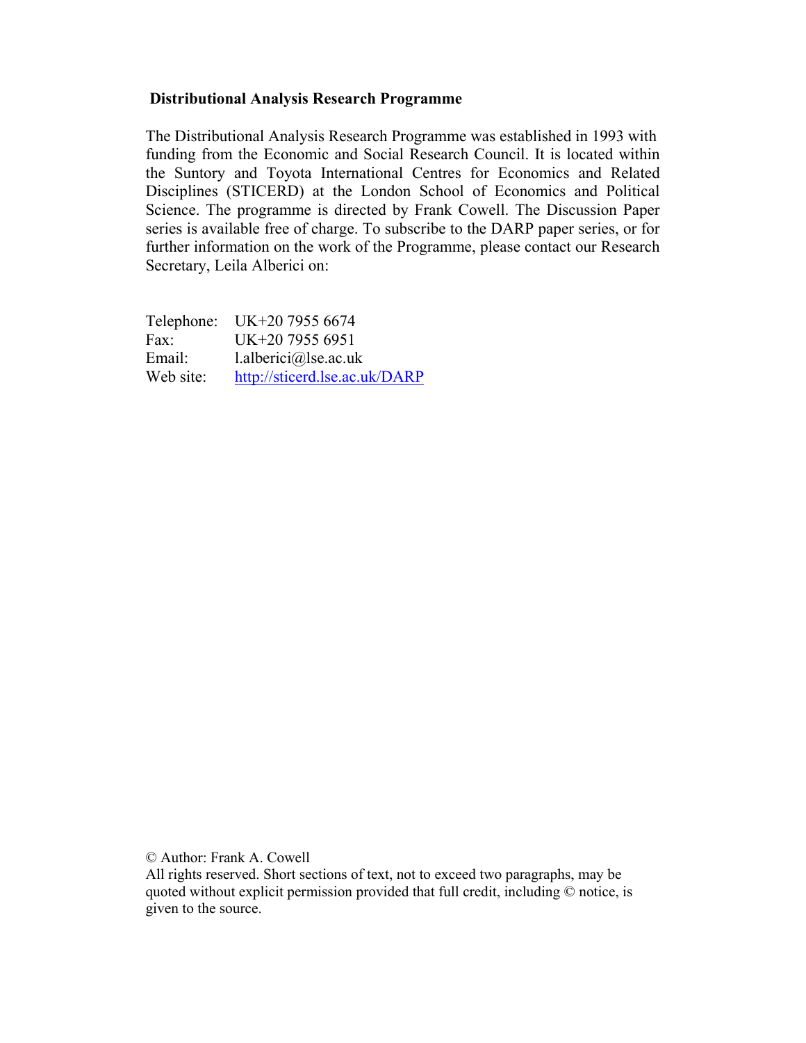**Distributional Analysis Research Programme**

The Distributional Analysis Research Programme was established in 1993 with funding from the Economic and Social Research Council. It is located within the Suntory and Toyota International Centres for Economics and Related Disciplines (STICERD) at the London School of Economics and Political Science. The programme is directed by Frank Cowell. The Discussion Paper series is available free of charge. To subscribe to the DARP paper series, or for further information on the work of the Programme, please contact our Research Secretary, Leila Alberici on:

| | |
|---|---|
| Telephone: | UK+20 7955 6674 |
| Fax: | UK+20 7955 6951 |
| Email: | l.alberici@lse.ac.uk |
| Web site: | http://sticerd.lse.ac.uk/DARP |

© Author: Frank A. Cowell
All rights reserved. Short sections of text, not to exceed two paragraphs, may be quoted without explicit permission provided that full credit, including © notice, is given to the source.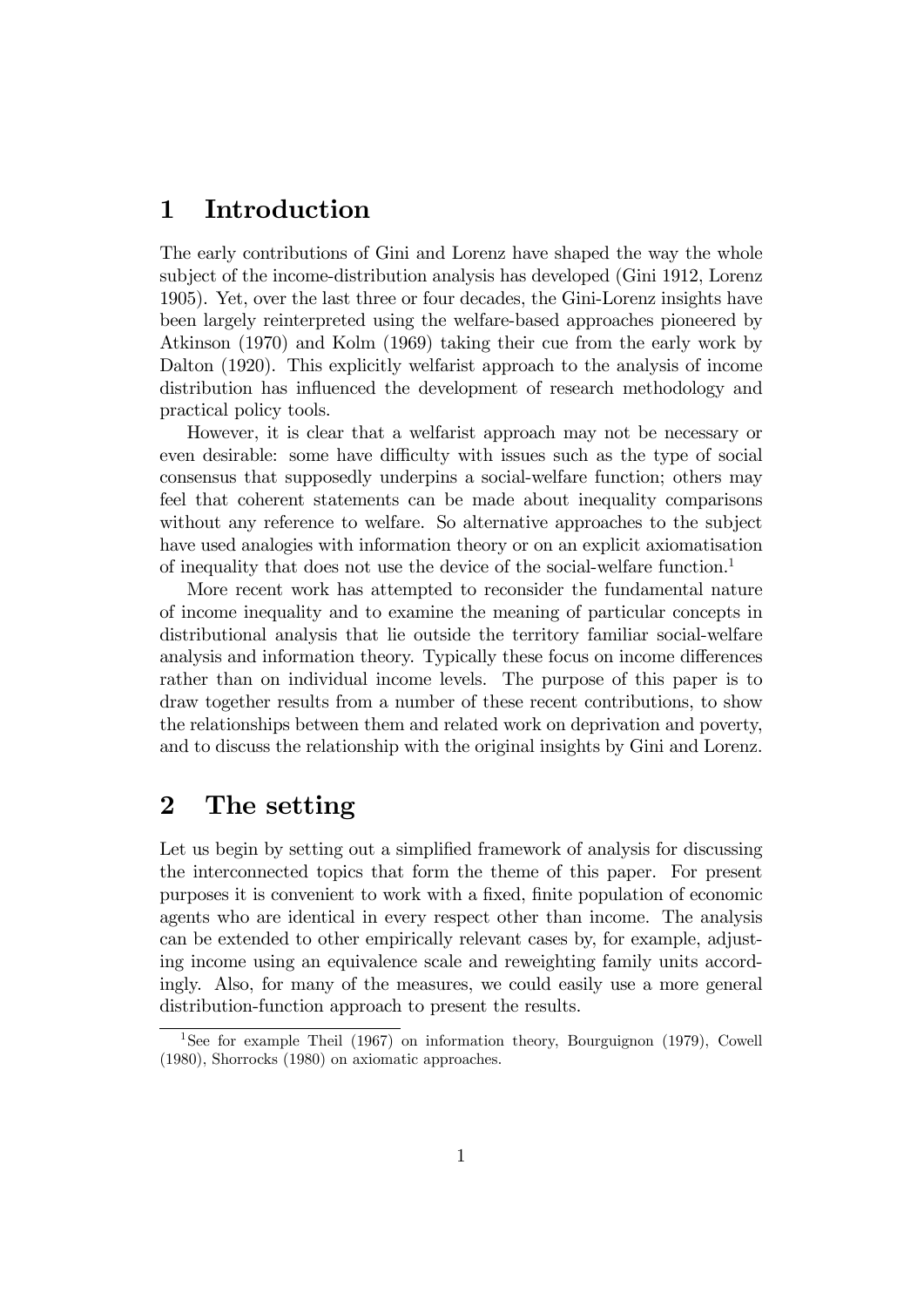# 1 Introduction

The early contributions of Gini and Lorenz have shaped the way the whole subject of the income-distribution analysis has developed (Gini 1912, Lorenz 1905). Yet, over the last three or four decades, the Gini-Lorenz insights have been largely reinterpreted using the welfare-based approaches pioneered by Atkinson (1970) and Kolm (1969) taking their cue from the early work by Dalton (1920). This explicitly welfarist approach to the analysis of income distribution has influenced the development of research methodology and practical policy tools.

However, it is clear that a welfarist approach may not be necessary or even desirable: some have difficulty with issues such as the type of social consensus that supposedly underpins a social-welfare function; others may feel that coherent statements can be made about inequality comparisons without any reference to welfare. So alternative approaches to the subject have used analogies with information theory or on an explicit axiomatisation of inequality that does not use the device of the social-welfare function.[1]

More recent work has attempted to reconsider the fundamental nature of income inequality and to examine the meaning of particular concepts in distributional analysis that lie outside the territory familiar social-welfare analysis and information theory. Typically these focus on income differences rather than on individual income levels. The purpose of this paper is to draw together results from a number of these recent contributions, to show the relationships between them and related work on deprivation and poverty, and to discuss the relationship with the original insights by Gini and Lorenz.

# 2 The setting

Let us begin by setting out a simplified framework of analysis for discussing the interconnected topics that form the theme of this paper. For present purposes it is convenient to work with a fixed, finite population of economic agents who are identical in every respect other than income. The analysis can be extended to other empirically relevant cases by, for example, adjusting income using an equivalence scale and reweighting family units accordingly. Also, for many of the measures, we could easily use a more general distribution-function approach to present the results.

[1] See for example Theil (1967) on information theory, Bourguignon (1979), Cowell (1980), Shorrocks (1980) on axiomatic approaches.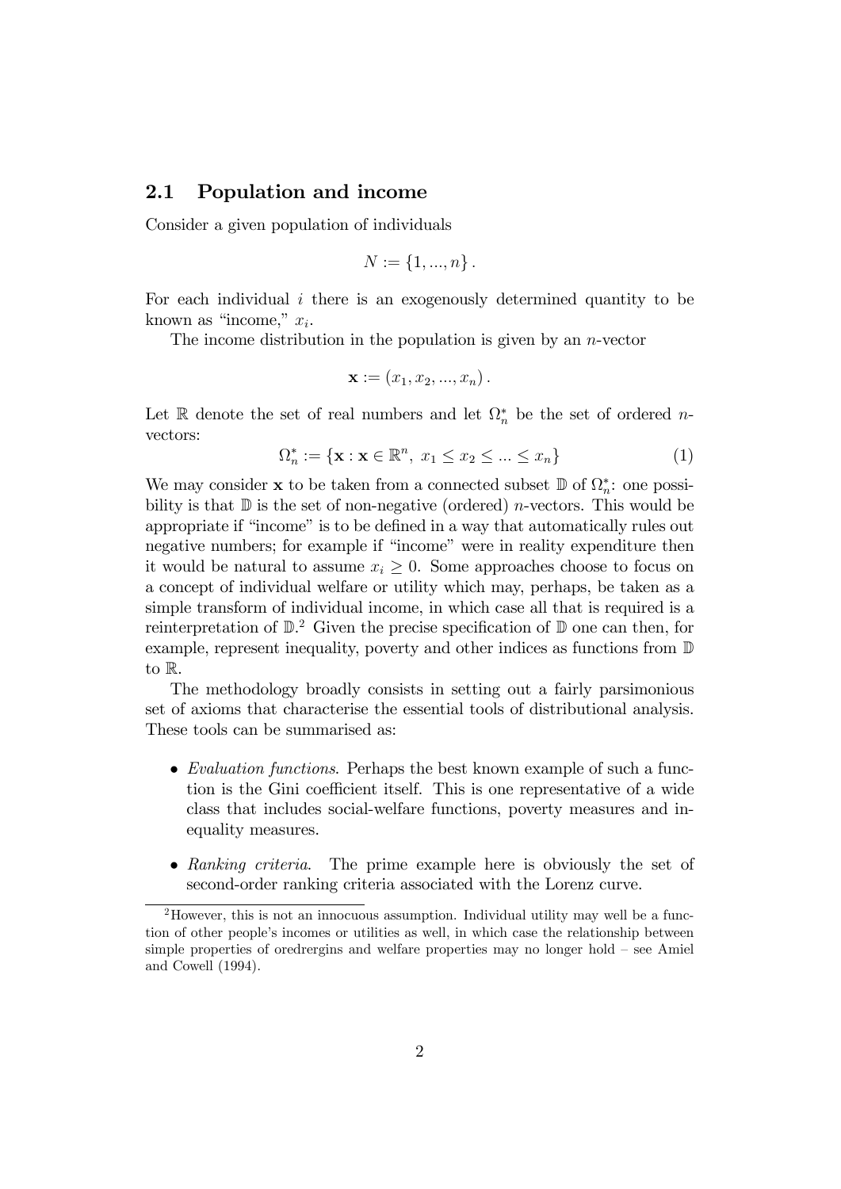## 2.1 Population and income

Consider a given population of individuals

$$N := \{1, ..., n\}.$$

For each individual $i$ there is an exogenously determined quantity to be known as "income," $x_i$.

The income distribution in the population is given by an $n$-vector

$$\mathbf{x} := (x_1, x_2, ..., x_n).$$

Let $\mathbb{R}$ denote the set of real numbers and let $\Omega_n^*$ be the set of ordered $n$-vectors:

$$\Omega_n^* := \{\mathbf{x} : \mathbf{x} \in \mathbb{R}^n, \ x_1 \leq x_2 \leq ... \leq x_n\} \tag{1}$$

We may consider $\mathbf{x}$ to be taken from a connected subset $\mathbb{D}$ of $\Omega_n^*$: one possibility is that $\mathbb{D}$ is the set of non-negative (ordered) $n$-vectors. This would be appropriate if "income" is to be defined in a way that automatically rules out negative numbers; for example if "income" were in reality expenditure then it would be natural to assume $x_i \geq 0$. Some approaches choose to focus on a concept of individual welfare or utility which may, perhaps, be taken as a simple transform of individual income, in which case all that is required is a reinterpretation of $\mathbb{D}$.[2] Given the precise specification of $\mathbb{D}$ one can then, for example, represent inequality, poverty and other indices as functions from $\mathbb{D}$ to $\mathbb{R}$.

The methodology broadly consists in setting out a fairly parsimonious set of axioms that characterise the essential tools of distributional analysis. These tools can be summarised as:

- *Evaluation functions*. Perhaps the best known example of such a function is the Gini coefficient itself. This is one representative of a wide class that includes social-welfare functions, poverty measures and inequality measures.
- *Ranking criteria*. The prime example here is obviously the set of second-order ranking criteria associated with the Lorenz curve.

[2] However, this is not an innocuous assumption. Individual utility may well be a function of other people's incomes or utilities as well, in which case the relationship between simple properties of oredrergins and welfare properties may no longer hold – see Amiel and Cowell (1994).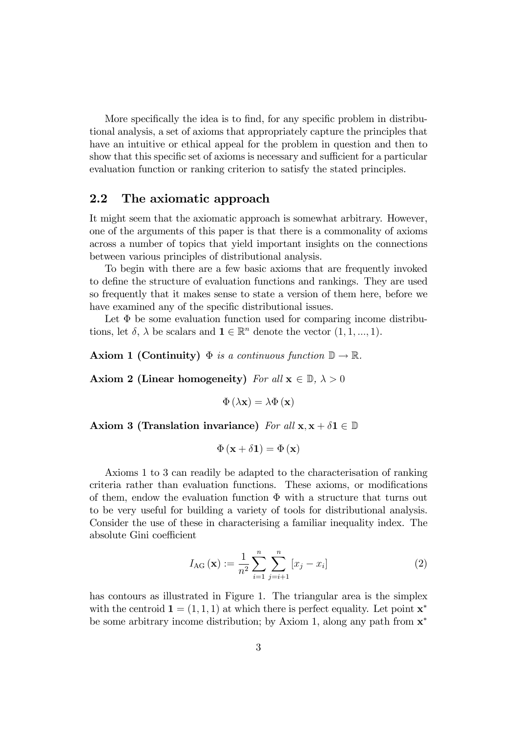More specifically the idea is to find, for any specific problem in distributional analysis, a set of axioms that appropriately capture the principles that have an intuitive or ethical appeal for the problem in question and then to show that this specific set of axioms is necessary and sufficient for a particular evaluation function or ranking criterion to satisfy the stated principles.

## 2.2 The axiomatic approach

It might seem that the axiomatic approach is somewhat arbitrary. However, one of the arguments of this paper is that there is a commonality of axioms across a number of topics that yield important insights on the connections between various principles of distributional analysis.

To begin with there are a few basic axioms that are frequently invoked to define the structure of evaluation functions and rankings. They are used so frequently that it makes sense to state a version of them here, before we have examined any of the specific distributional issues.

Let $\Phi$ be some evaluation function used for comparing income distributions, let $\delta$, $\lambda$ be scalars and $\mathbf{1} \in \mathbb{R}^n$ denote the vector $(1, 1, ..., 1)$.

**Axiom 1 (Continuity)** *$\Phi$ is a continuous function $\mathbb{D} \to \mathbb{R}$.*

**Axiom 2 (Linear homogeneity)** *For all $\mathbf{x} \in \mathbb{D}$, $\lambda > 0$*

$$\Phi(\lambda \mathbf{x}) = \lambda \Phi(\mathbf{x})$$

**Axiom 3 (Translation invariance)** *For all $\mathbf{x}, \mathbf{x} + \delta \mathbf{1} \in \mathbb{D}$*

$$\Phi(\mathbf{x} + \delta \mathbf{1}) = \Phi(\mathbf{x})$$

Axioms 1 to 3 can readily be adapted to the characterisation of ranking criteria rather than evaluation functions. These axioms, or modifications of them, endow the evaluation function $\Phi$ with a structure that turns out to be very useful for building a variety of tools for distributional analysis. Consider the use of these in characterising a familiar inequality index. The absolute Gini coefficient

$$I_{\text{AG}}(\mathbf{x}) := \frac{1}{n^2} \sum_{i=1}^{n} \sum_{j=i+1}^{n} [x_j - x_i] \tag{2}$$

has contours as illustrated in Figure 1. The triangular area is the simplex with the centroid $\mathbf{1} = (1, 1, 1)$ at which there is perfect equality. Let point $\mathbf{x}^*$ be some arbitrary income distribution; by Axiom 1, along any path from $\mathbf{x}^*$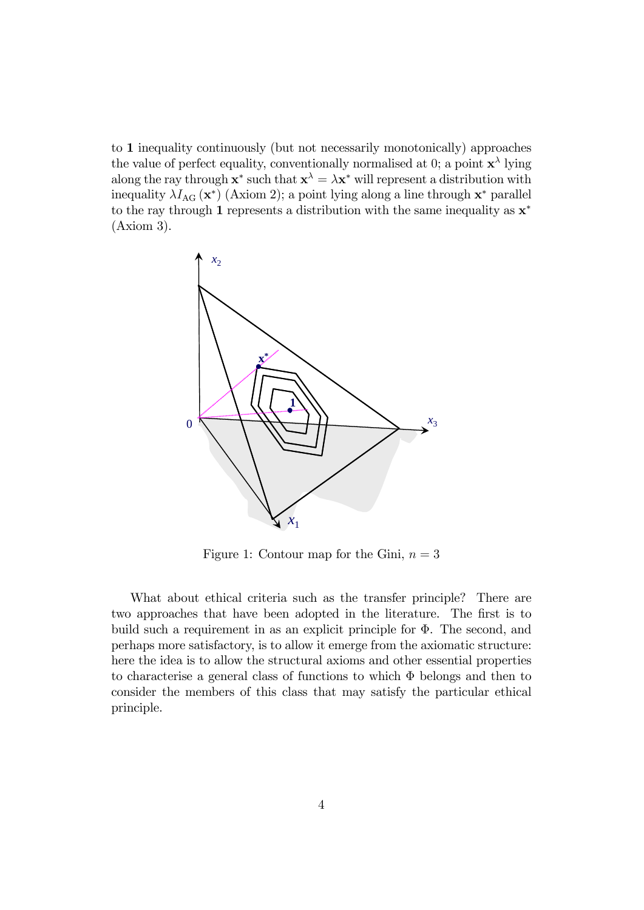to $\mathbf{1}$ inequality continuously (but not necessarily monotonically) approaches the value of perfect equality, conventionally normalised at 0; a point $\mathbf{x}^\lambda$ lying along the ray through $\mathbf{x}^*$ such that $\mathbf{x}^\lambda = \lambda\mathbf{x}^*$ will represent a distribution with inequality $\lambda I_{\mathrm{AG}}(\mathbf{x}^*)$ (Axiom 2); a point lying along a line through $\mathbf{x}^*$ parallel to the ray through $\mathbf{1}$ represents a distribution with the same inequality as $\mathbf{x}^*$ (Axiom 3).

Figure 1: Contour map for the Gini, $n = 3$

What about ethical criteria such as the transfer principle? There are two approaches that have been adopted in the literature. The first is to build such a requirement in as an explicit principle for $\Phi$. The second, and perhaps more satisfactory, is to allow it emerge from the axiomatic structure: here the idea is to allow the structural axioms and other essential properties to characterise a general class of functions to which $\Phi$ belongs and then to consider the members of this class that may satisfy the particular ethical principle.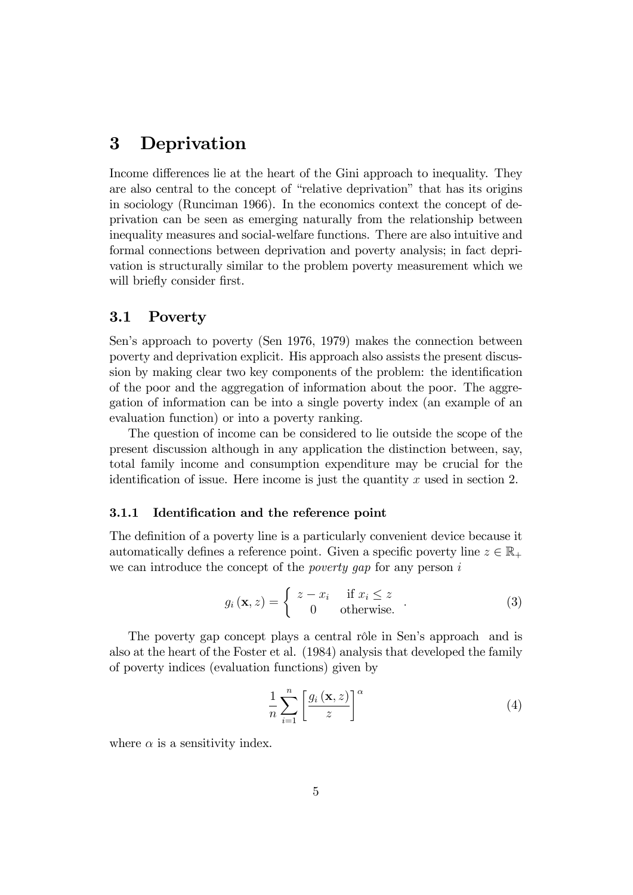# 3 Deprivation

Income differences lie at the heart of the Gini approach to inequality. They are also central to the concept of "relative deprivation" that has its origins in sociology (Runciman 1966). In the economics context the concept of deprivation can be seen as emerging naturally from the relationship between inequality measures and social-welfare functions. There are also intuitive and formal connections between deprivation and poverty analysis; in fact deprivation is structurally similar to the problem poverty measurement which we will briefly consider first.

## 3.1 Poverty

Sen's approach to poverty (Sen 1976, 1979) makes the connection between poverty and deprivation explicit. His approach also assists the present discussion by making clear two key components of the problem: the identification of the poor and the aggregation of information about the poor. The aggregation of information can be into a single poverty index (an example of an evaluation function) or into a poverty ranking.

The question of income can be considered to lie outside the scope of the present discussion although in any application the distinction between, say, total family income and consumption expenditure may be crucial for the identification of issue. Here income is just the quantity $x$ used in section 2.

### 3.1.1 Identification and the reference point

The definition of a poverty line is a particularly convenient device because it automatically defines a reference point. Given a specific poverty line $z \in \mathbb{R}_+$ we can introduce the concept of the *poverty gap* for any person $i$

$$g_i(\mathbf{x}, z) = \begin{cases} z - x_i & \text{if } x_i \leq z \\ 0 & \text{otherwise.} \end{cases} . \tag{3}$$

The poverty gap concept plays a central rôle in Sen's approach and is also at the heart of the Foster et al. (1984) analysis that developed the family of poverty indices (evaluation functions) given by

$$\frac{1}{n}\sum_{i=1}^{n}\left[\frac{g_i(\mathbf{x}, z)}{z}\right]^{\alpha} \tag{4}$$

where $\alpha$ is a sensitivity index.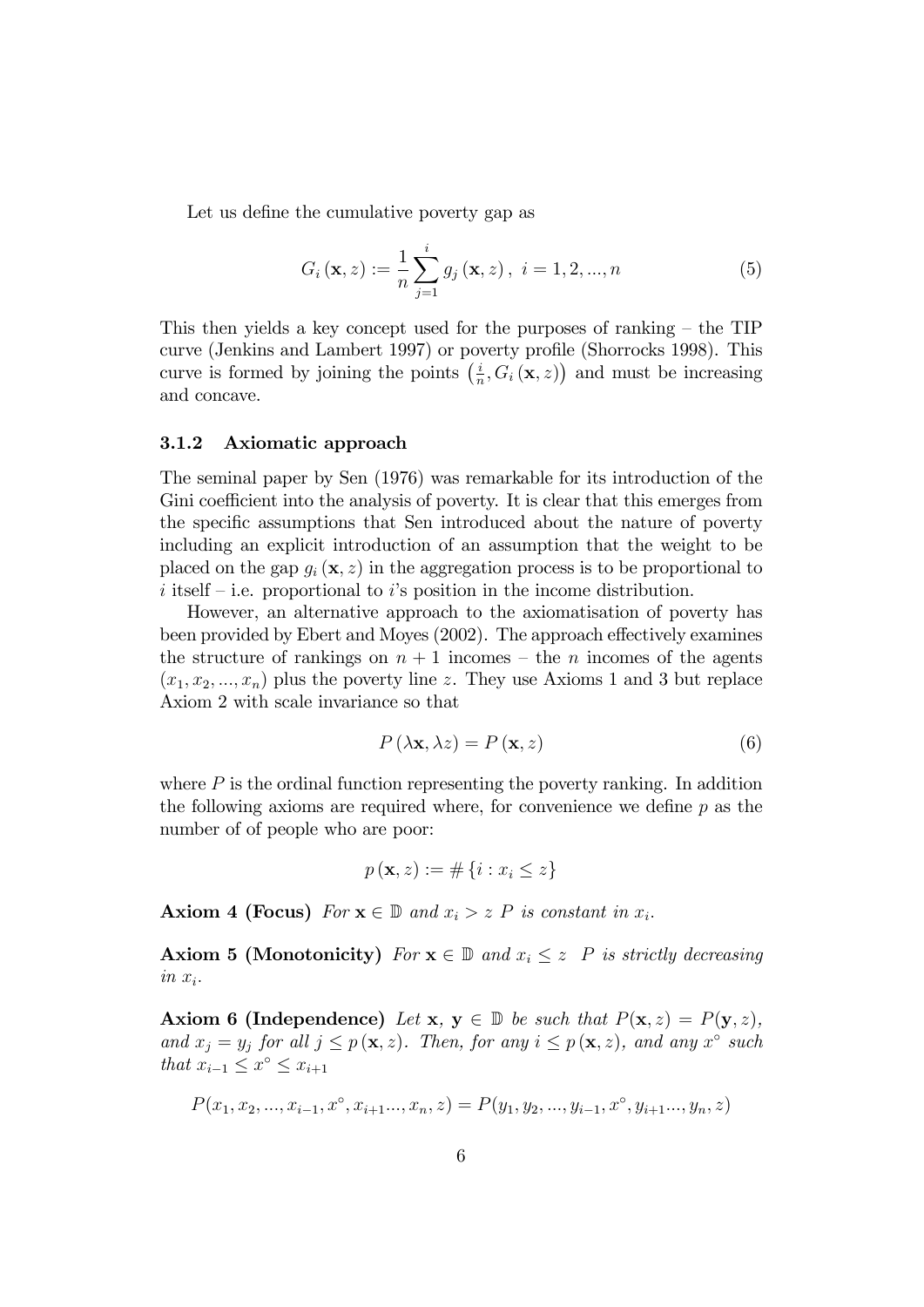Let us define the cumulative poverty gap as

$$G_i(\mathbf{x}, z) := \frac{1}{n}\sum_{j=1}^{i} g_j(\mathbf{x}, z), \ i = 1, 2, ..., n \tag{5}$$

This then yields a key concept used for the purposes of ranking – the TIP curve (Jenkins and Lambert 1997) or poverty profile (Shorrocks 1998). This curve is formed by joining the points $\left(\frac{i}{n}, G_i(\mathbf{x}, z)\right)$ and must be increasing and concave.

### 3.1.2 Axiomatic approach

The seminal paper by Sen (1976) was remarkable for its introduction of the Gini coefficient into the analysis of poverty. It is clear that this emerges from the specific assumptions that Sen introduced about the nature of poverty including an explicit introduction of an assumption that the weight to be placed on the gap $g_i(\mathbf{x}, z)$ in the aggregation process is to be proportional to $i$ itself – i.e. proportional to $i$'s position in the income distribution.

However, an alternative approach to the axiomatisation of poverty has been provided by Ebert and Moyes (2002). The approach effectively examines the structure of rankings on $n+1$ incomes – the $n$ incomes of the agents $(x_1, x_2, ..., x_n)$ plus the poverty line $z$. They use Axioms 1 and 3 but replace Axiom 2 with scale invariance so that

$$P(\lambda\mathbf{x}, \lambda z) = P(\mathbf{x}, z) \tag{6}$$

where $P$ is the ordinal function representing the poverty ranking. In addition the following axioms are required where, for convenience we define $p$ as the number of of people who are poor:

$$p(\mathbf{x}, z) := \#\{i : x_i \leq z\}$$

**Axiom 4 (Focus)** *For $\mathbf{x} \in \mathbb{D}$ and $x_i > z$ $P$ is constant in $x_i$.*

**Axiom 5 (Monotonicity)** *For $\mathbf{x} \in \mathbb{D}$ and $x_i \leq z$ $P$ is strictly decreasing in $x_i$.*

**Axiom 6 (Independence)** *Let $\mathbf{x}$, $\mathbf{y} \in \mathbb{D}$ be such that $P(\mathbf{x}, z) = P(\mathbf{y}, z)$, and $x_j = y_j$ for all $j \leq p(\mathbf{x}, z)$. Then, for any $i \leq p(\mathbf{x}, z)$, and any $x^\circ$ such that $x_{i-1} \leq x^\circ \leq x_{i+1}$*

$$P(x_1, x_2, ..., x_{i-1}, x^\circ, x_{i+1}..., x_n, z) = P(y_1, y_2, ..., y_{i-1}, x^\circ, y_{i+1}..., y_n, z)$$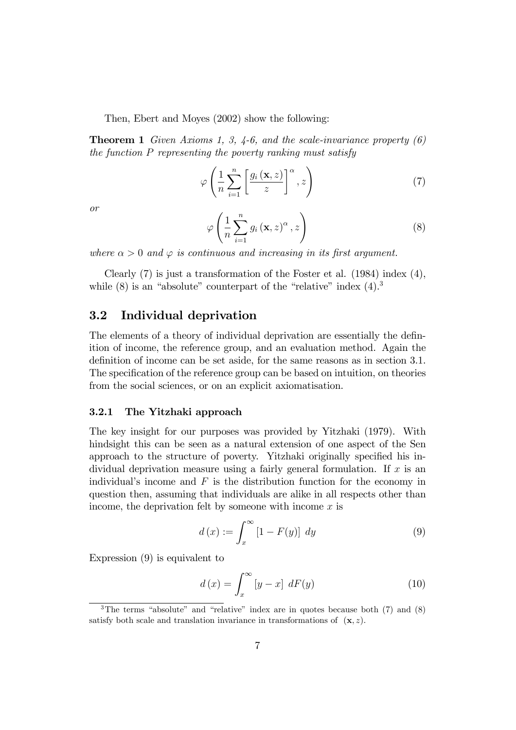Then, Ebert and Moyes (2002) show the following:

**Theorem 1** *Given Axioms 1, 3, 4-6, and the scale-invariance property (6) the function $P$ representing the poverty ranking must satisfy*

$$\varphi\left(\frac{1}{n}\sum_{i=1}^{n}\left[\frac{g_i(\mathbf{x},z)}{z}\right]^{\alpha}, z\right) \tag{7}$$

*or*

$$\varphi\left(\frac{1}{n}\sum_{i=1}^{n} g_i(\mathbf{x},z)^{\alpha}, z\right) \tag{8}$$

*where $\alpha > 0$ and $\varphi$ is continuous and increasing in its first argument.*

Clearly (7) is just a transformation of the Foster et al. (1984) index (4), while (8) is an "absolute" counterpart of the "relative" index (4).[3]

## 3.2 Individual deprivation

The elements of a theory of individual deprivation are essentially the definition of income, the reference group, and an evaluation method. Again the definition of income can be set aside, for the same reasons as in section 3.1. The specification of the reference group can be based on intuition, on theories from the social sciences, or on an explicit axiomatisation.

### 3.2.1 The Yitzhaki approach

The key insight for our purposes was provided by Yitzhaki (1979). With hindsight this can be seen as a natural extension of one aspect of the Sen approach to the structure of poverty. Yitzhaki originally specified his individual deprivation measure using a fairly general formulation. If $x$ is an individual's income and $F$ is the distribution function for the economy in question then, assuming that individuals are alike in all respects other than income, the deprivation felt by someone with income $x$ is

$$d(x) := \int_{x}^{\infty} [1 - F(y)] \; dy \tag{9}$$

Expression (9) is equivalent to

$$d(x) = \int_{x}^{\infty} [y - x] \; dF(y) \tag{10}$$

[3] The terms "absolute" and "relative" index are in quotes because both (7) and (8) satisfy both scale and translation invariance in transformations of $(\mathbf{x}, z)$.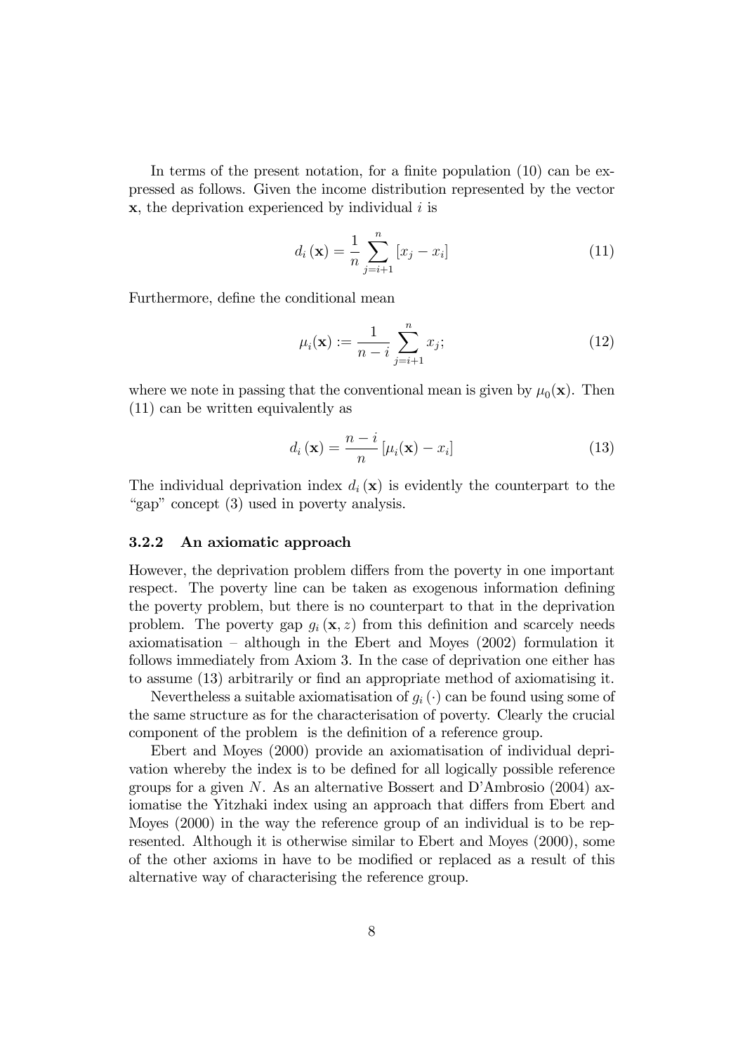In terms of the present notation, for a finite population (10) can be expressed as follows. Given the income distribution represented by the vector $\mathbf{x}$, the deprivation experienced by individual $i$ is

$$d_i(\mathbf{x}) = \frac{1}{n} \sum_{j=i+1}^{n} [x_j - x_i] \tag{11}$$

Furthermore, define the conditional mean

$$\mu_i(\mathbf{x}) := \frac{1}{n-i} \sum_{j=i+1}^{n} x_j; \tag{12}$$

where we note in passing that the conventional mean is given by $\mu_0(\mathbf{x})$. Then (11) can be written equivalently as

$$d_i(\mathbf{x}) = \frac{n-i}{n} [\mu_i(\mathbf{x}) - x_i] \tag{13}$$

The individual deprivation index $d_i(\mathbf{x})$ is evidently the counterpart to the "gap" concept (3) used in poverty analysis.

### 3.2.2 An axiomatic approach

However, the deprivation problem differs from the poverty in one important respect. The poverty line can be taken as exogenous information defining the poverty problem, but there is no counterpart to that in the deprivation problem. The poverty gap $g_i(\mathbf{x}, z)$ from this definition and scarcely needs axiomatisation – although in the Ebert and Moyes (2002) formulation it follows immediately from Axiom 3. In the case of deprivation one either has to assume (13) arbitrarily or find an appropriate method of axiomatising it.

Nevertheless a suitable axiomatisation of $g_i(\cdot)$ can be found using some of the same structure as for the characterisation of poverty. Clearly the crucial component of the problem is the definition of a reference group.

Ebert and Moyes (2000) provide an axiomatisation of individual deprivation whereby the index is to be defined for all logically possible reference groups for a given $N$. As an alternative Bossert and D'Ambrosio (2004) axiomatise the Yitzhaki index using an approach that differs from Ebert and Moyes (2000) in the way the reference group of an individual is to be represented. Although it is otherwise similar to Ebert and Moyes (2000), some of the other axioms in have to be modified or replaced as a result of this alternative way of characterising the reference group.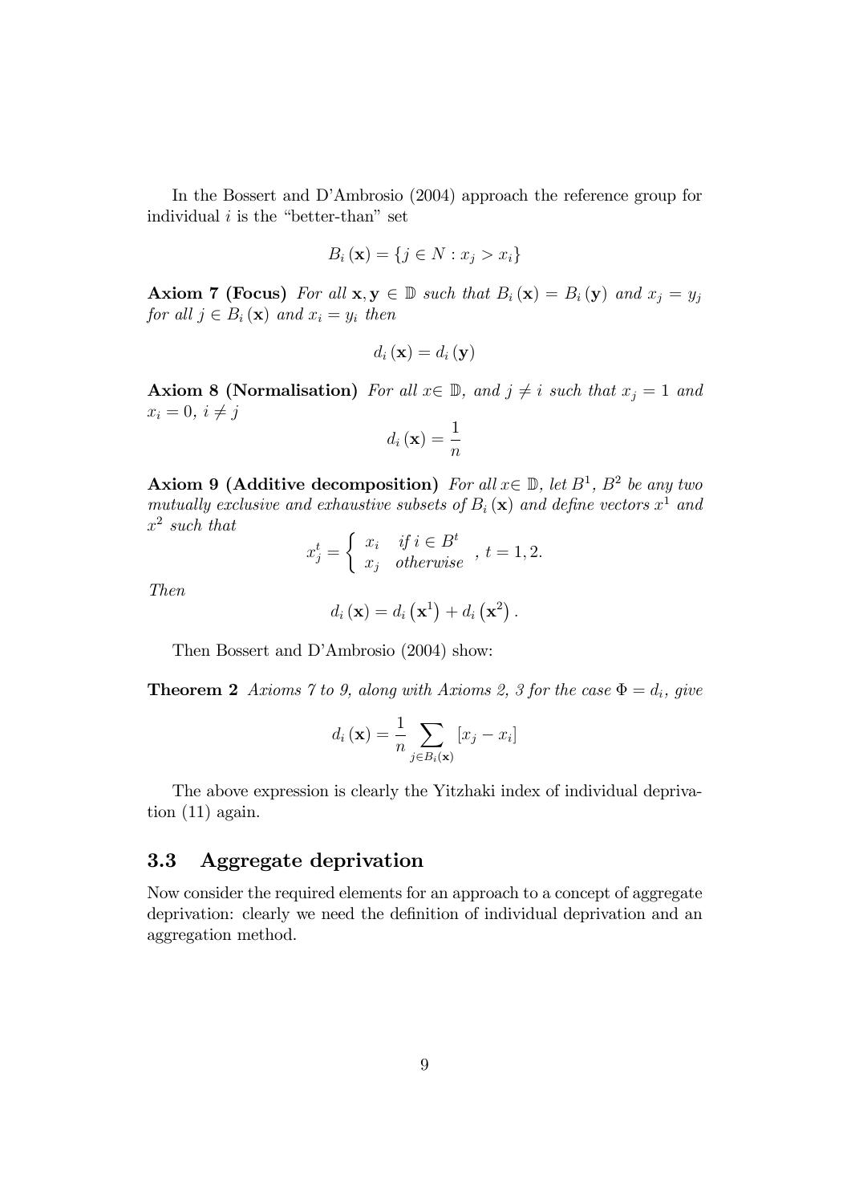In the Bossert and D'Ambrosio (2004) approach the reference group for individual $i$ is the "better-than" set

$$B_i(\mathbf{x}) = \{j \in N : x_j > x_i\}$$

**Axiom 7 (Focus)** *For all* $\mathbf{x}, \mathbf{y} \in \mathbb{D}$ *such that* $B_i(\mathbf{x}) = B_i(\mathbf{y})$ *and* $x_j = y_j$ *for all* $j \in B_i(\mathbf{x})$ *and* $x_i = y_i$ *then*

$$d_i(\mathbf{x}) = d_i(\mathbf{y})$$

**Axiom 8 (Normalisation)** *For all* $x \in \mathbb{D}$, *and* $j \neq i$ *such that* $x_j = 1$ *and* $x_i = 0$, $i \neq j$

$$d_i(\mathbf{x}) = \frac{1}{n}$$

**Axiom 9 (Additive decomposition)** *For all* $x \in \mathbb{D}$, *let* $B^1$, $B^2$ *be any two mutually exclusive and exhaustive subsets of* $B_i(\mathbf{x})$ *and define vectors* $x^1$ *and* $x^2$ *such that*

$$x_j^t = \begin{cases} x_i & \text{if } i \in B^t \\ x_j & \text{otherwise} \end{cases}, \; t = 1, 2.$$

*Then*

$$d_i(\mathbf{x}) = d_i(\mathbf{x}^1) + d_i(\mathbf{x}^2).$$

Then Bossert and D'Ambrosio (2004) show:

**Theorem 2** *Axioms 7 to 9, along with Axioms 2, 3 for the case* $\Phi = d_i$, *give*

$$d_i(\mathbf{x}) = \frac{1}{n} \sum_{j \in B_i(\mathbf{x})} [x_j - x_i]$$

The above expression is clearly the Yitzhaki index of individual deprivation (11) again.

### 3.3 Aggregate deprivation

Now consider the required elements for an approach to a concept of aggregate deprivation: clearly we need the definition of individual deprivation and an aggregation method.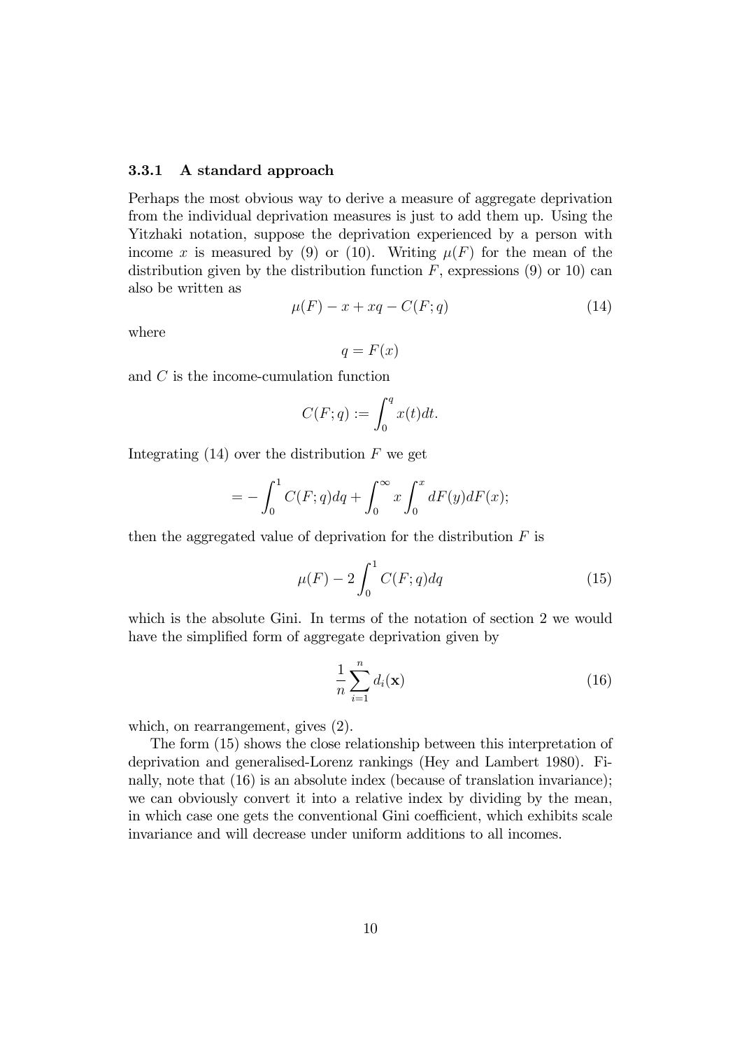### 3.3.1 A standard approach

Perhaps the most obvious way to derive a measure of aggregate deprivation from the individual deprivation measures is just to add them up. Using the Yitzhaki notation, suppose the deprivation experienced by a person with income $x$ is measured by (9) or (10). Writing $\mu(F)$ for the mean of the distribution given by the distribution function $F$, expressions (9) or 10) can also be written as

$$\mu(F) - x + xq - C(F;q) \tag{14}$$

where

$$q = F(x)$$

and $C$ is the income-cumulation function

$$C(F;q) := \int_0^q x(t)dt.$$

Integrating (14) over the distribution $F$ we get

$$= -\int_0^1 C(F;q)dq + \int_0^\infty x \int_0^x dF(y)dF(x);$$

then the aggregated value of deprivation for the distribution $F$ is

$$\mu(F) - 2\int_0^1 C(F;q)dq \tag{15}$$

which is the absolute Gini. In terms of the notation of section 2 we would have the simplified form of aggregate deprivation given by

$$\frac{1}{n}\sum_{i=1}^{n} d_i(\mathbf{x}) \tag{16}$$

which, on rearrangement, gives (2).

The form (15) shows the close relationship between this interpretation of deprivation and generalised-Lorenz rankings (Hey and Lambert 1980). Finally, note that (16) is an absolute index (because of translation invariance); we can obviously convert it into a relative index by dividing by the mean, in which case one gets the conventional Gini coefficient, which exhibits scale invariance and will decrease under uniform additions to all incomes.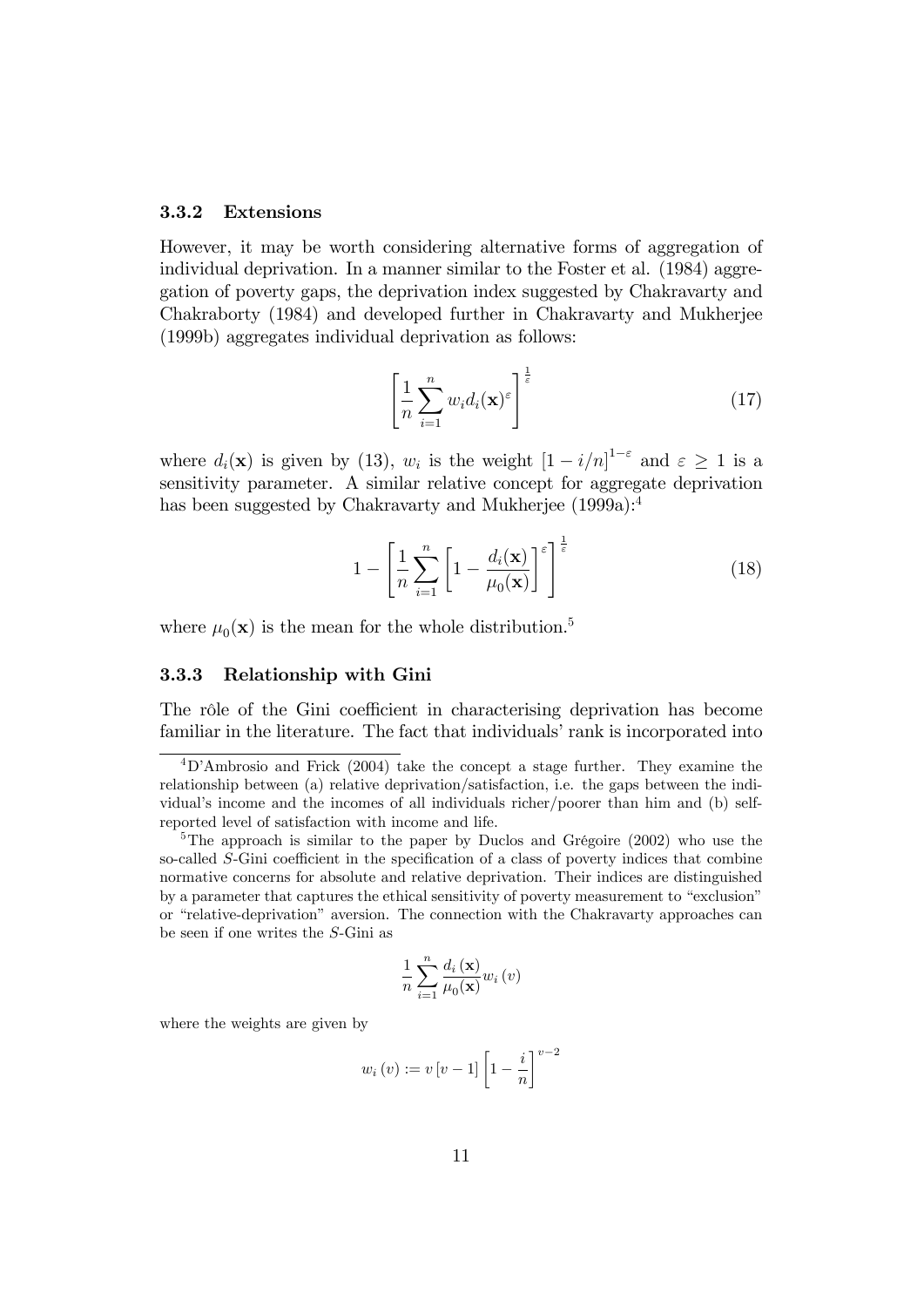### 3.3.2 Extensions

However, it may be worth considering alternative forms of aggregation of individual deprivation. In a manner similar to the Foster et al. (1984) aggregation of poverty gaps, the deprivation index suggested by Chakravarty and Chakraborty (1984) and developed further in Chakravarty and Mukherjee (1999b) aggregates individual deprivation as follows:

$$\left[\frac{1}{n}\sum_{i=1}^{n} w_i d_i(\mathbf{x})^{\varepsilon}\right]^{\frac{1}{\varepsilon}} \tag{17}$$

where $d_i(\mathbf{x})$ is given by (13), $w_i$ is the weight $[1-i/n]^{1-\varepsilon}$ and $\varepsilon \geq 1$ is a sensitivity parameter. A similar relative concept for aggregate deprivation has been suggested by Chakravarty and Mukherjee (1999a):[4]

$$1-\left[\frac{1}{n}\sum_{i=1}^{n}\left[1-\frac{d_i(\mathbf{x})}{\mu_0(\mathbf{x})}\right]^{\varepsilon}\right]^{\frac{1}{\varepsilon}} \tag{18}$$

where $\mu_0(\mathbf{x})$ is the mean for the whole distribution.[5]

### 3.3.3 Relationship with Gini

The rôle of the Gini coefficient in characterising deprivation has become familiar in the literature. The fact that individuals' rank is incorporated into

---

[4] D'Ambrosio and Frick (2004) take the concept a stage further. They examine the relationship between (a) relative deprivation/satisfaction, i.e. the gaps between the individual's income and the incomes of all individuals richer/poorer than him and (b) self-reported level of satisfaction with income and life.

[5] The approach is similar to the paper by Duclos and Grégoire (2002) who use the so-called $S$-Gini coefficient in the specification of a class of poverty indices that combine normative concerns for absolute and relative deprivation. Their indices are distinguished by a parameter that captures the ethical sensitivity of poverty measurement to "exclusion" or "relative-deprivation" aversion. The connection with the Chakravarty approaches can be seen if one writes the $S$-Gini as

$$\frac{1}{n}\sum_{i=1}^{n}\frac{d_i(\mathbf{x})}{\mu_0(\mathbf{x})}w_i(v)$$

where the weights are given by

$$w_i(v) := v[v-1]\left[1-\frac{i}{n}\right]^{v-2}$$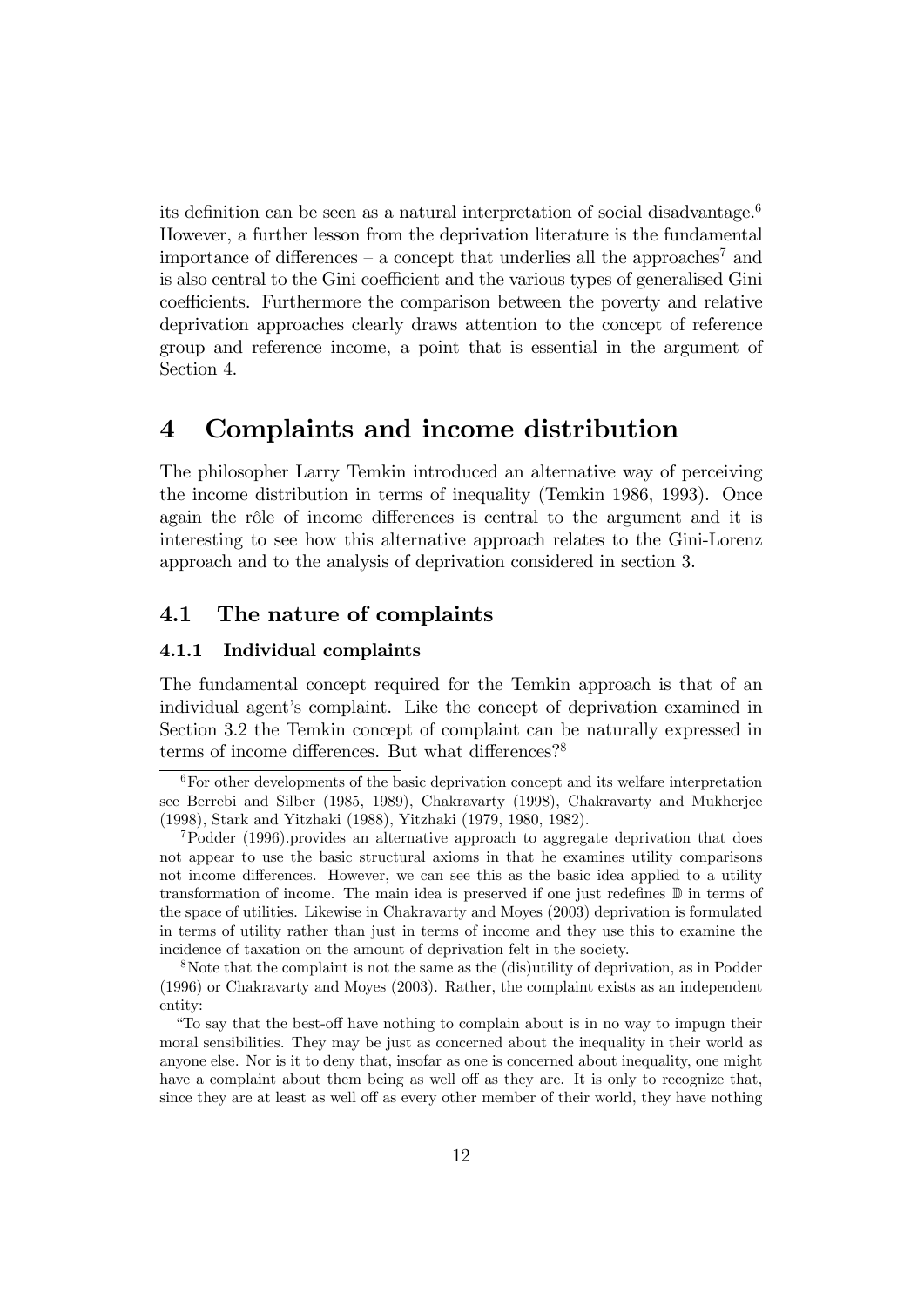its definition can be seen as a natural interpretation of social disadvantage.[6] However, a further lesson from the deprivation literature is the fundamental importance of differences – a concept that underlies all the approaches[7] and is also central to the Gini coefficient and the various types of generalised Gini coefficients. Furthermore the comparison between the poverty and relative deprivation approaches clearly draws attention to the concept of reference group and reference income, a point that is essential in the argument of Section 4.

# 4 Complaints and income distribution

The philosopher Larry Temkin introduced an alternative way of perceiving the income distribution in terms of inequality (Temkin 1986, 1993). Once again the rôle of income differences is central to the argument and it is interesting to see how this alternative approach relates to the Gini-Lorenz approach and to the analysis of deprivation considered in section 3.

## 4.1 The nature of complaints

### 4.1.1 Individual complaints

The fundamental concept required for the Temkin approach is that of an individual agent's complaint. Like the concept of deprivation examined in Section 3.2 the Temkin concept of complaint can be naturally expressed in terms of income differences. But what differences?[8]

[6] For other developments of the basic deprivation concept and its welfare interpretation see Berrebi and Silber (1985, 1989), Chakravarty (1998), Chakravarty and Mukherjee (1998), Stark and Yitzhaki (1988), Yitzhaki (1979, 1980, 1982).

[7] Podder (1996).provides an alternative approach to aggregate deprivation that does not appear to use the basic structural axioms in that he examines utility comparisons not income differences. However, we can see this as the basic idea applied to a utility transformation of income. The main idea is preserved if one just redefines $\mathbb{D}$ in terms of the space of utilities. Likewise in Chakravarty and Moyes (2003) deprivation is formulated in terms of utility rather than just in terms of income and they use this to examine the incidence of taxation on the amount of deprivation felt in the society.

[8] Note that the complaint is not the same as the (dis)utility of deprivation, as in Podder (1996) or Chakravarty and Moyes (2003). Rather, the complaint exists as an independent entity:

"To say that the best-off have nothing to complain about is in no way to impugn their moral sensibilities. They may be just as concerned about the inequality in their world as anyone else. Nor is it to deny that, insofar as one is concerned about inequality, one might have a complaint about them being as well off as they are. It is only to recognize that, since they are at least as well off as every other member of their world, they have nothing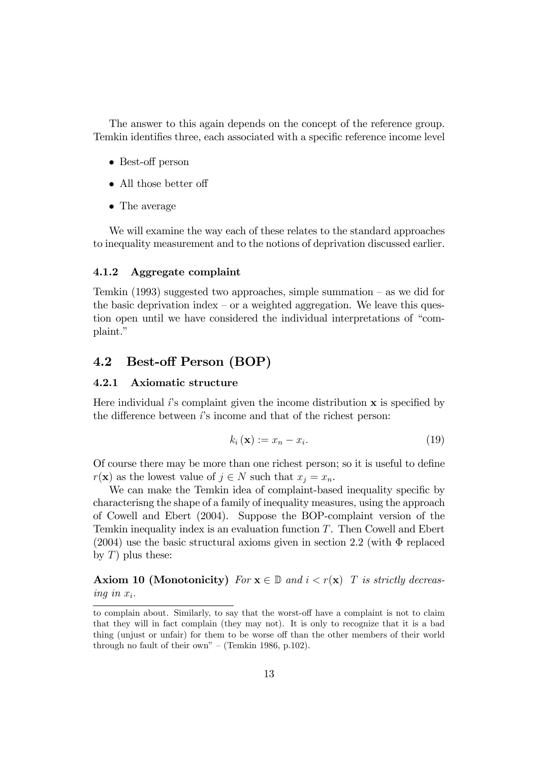The answer to this again depends on the concept of the reference group. Temkin identifies three, each associated with a specific reference income level

- Best-off person
- All those better off
- The average

We will examine the way each of these relates to the standard approaches to inequality measurement and to the notions of deprivation discussed earlier.

#### 4.1.2 Aggregate complaint

Temkin (1993) suggested two approaches, simple summation – as we did for the basic deprivation index – or a weighted aggregation. We leave this question open until we have considered the individual interpretations of "complaint."

## 4.2 Best-off Person (BOP)

#### 4.2.1 Axiomatic structure

Here individual $i$'s complaint given the income distribution $\mathbf{x}$ is specified by the difference between $i$'s income and that of the richest person:

$$k_i(\mathbf{x}) := x_n - x_i. \tag{19}$$

Of course there may be more than one richest person; so it is useful to define $r(\mathbf{x})$ as the lowest value of $j \in N$ such that $x_j = x_n$.

We can make the Temkin idea of complaint-based inequality specific by characterisng the shape of a family of inequality measures, using the approach of Cowell and Ebert (2004). Suppose the BOP-complaint version of the Temkin inequality index is an evaluation function $T$. Then Cowell and Ebert (2004) use the basic structural axioms given in section 2.2 (with $\Phi$ replaced by $T$) plus these:

**Axiom 10 (Monotonicity)** *For $\mathbf{x} \in \mathbb{D}$ and $i < r(\mathbf{x})$ $T$ is strictly decreasing in $x_i$.*

---

to complain about. Similarly, to say that the worst-off have a complaint is not to claim that they will in fact complain (they may not). It is only to recognize that it is a bad thing (unjust or unfair) for them to be worse off than the other members of their world through no fault of their own" – (Temkin 1986, p.102).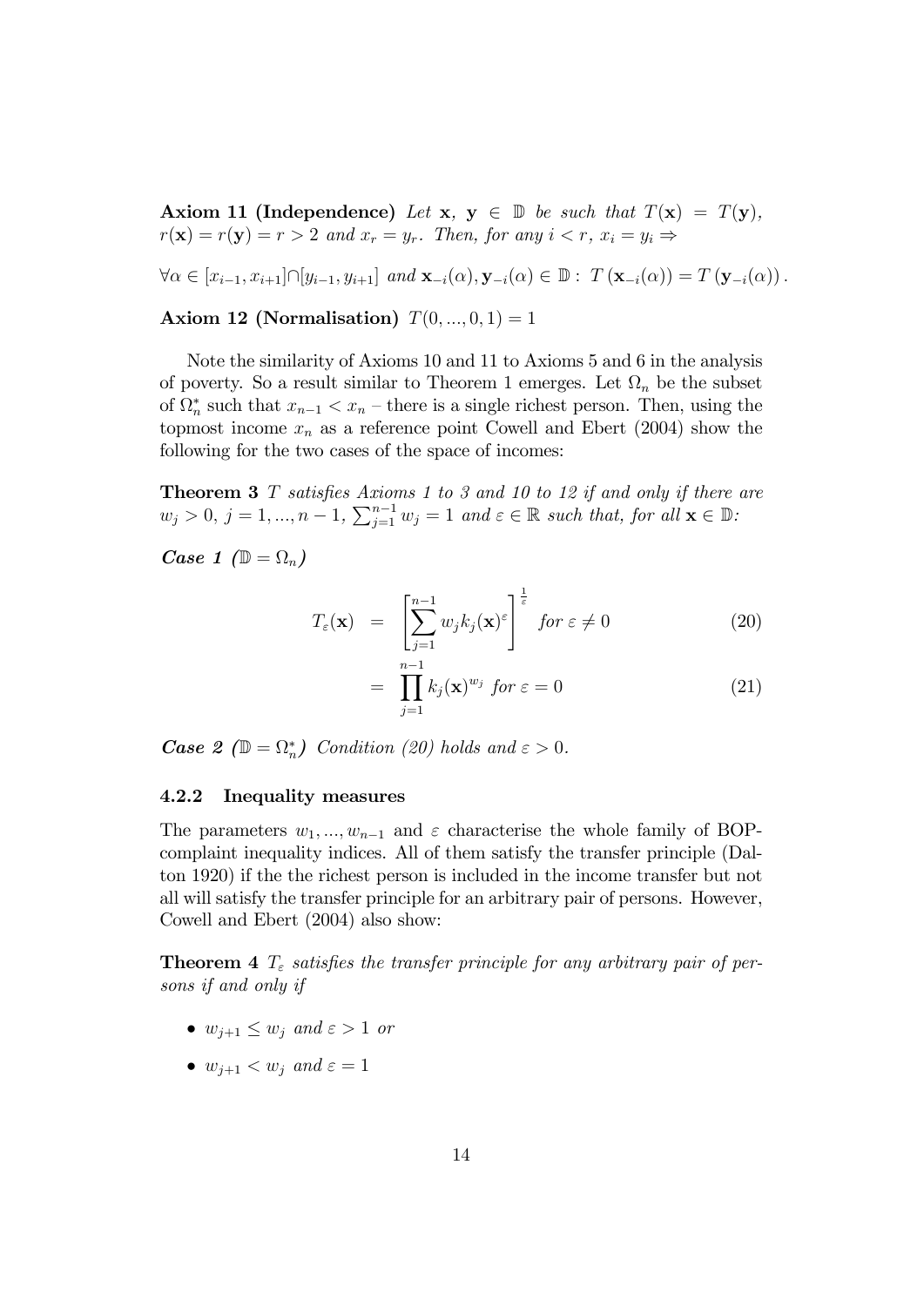**Axiom 11 (Independence)** *Let* $\mathbf{x}$, $\mathbf{y} \in \mathbb{D}$ *be such that* $T(\mathbf{x}) = T(\mathbf{y})$, $r(\mathbf{x}) = r(\mathbf{y}) = r > 2$ *and* $x_r = y_r$. *Then, for any* $i < r$, $x_i = y_i \Rightarrow$

$$\forall \alpha \in [x_{i-1}, x_{i+1}] \cap [y_{i-1}, y_{i+1}] \text{ and } \mathbf{x}_{-i}(\alpha), \mathbf{y}_{-i}(\alpha) \in \mathbb{D} : \ T(\mathbf{x}_{-i}(\alpha)) = T(\mathbf{y}_{-i}(\alpha)).$$

**Axiom 12 (Normalisation)** $T(0, ..., 0, 1) = 1$

Note the similarity of Axioms 10 and 11 to Axioms 5 and 6 in the analysis of poverty. So a result similar to Theorem 1 emerges. Let $\Omega_n$ be the subset of $\Omega_n^*$ such that $x_{n-1} < x_n$ – there is a single richest person. Then, using the topmost income $x_n$ as a reference point Cowell and Ebert (2004) show the following for the two cases of the space of incomes:

**Theorem 3** *$T$ satisfies Axioms 1 to 3 and 10 to 12 if and only if there are* $w_j > 0$, $j = 1, ..., n-1$, $\sum_{j=1}^{n-1} w_j = 1$ *and* $\varepsilon \in \mathbb{R}$ *such that, for all* $\mathbf{x} \in \mathbb{D}$*:*

***Case 1*** *(*$\mathbb{D} = \Omega_n$*)*

$$T_\varepsilon(\mathbf{x}) = \left[ \sum_{j=1}^{n-1} w_j k_j(\mathbf{x})^\varepsilon \right]^{\frac{1}{\varepsilon}} \text{ for } \varepsilon \neq 0 \tag{20}$$

$$= \prod_{j=1}^{n-1} k_j(\mathbf{x})^{w_j} \text{ for } \varepsilon = 0 \tag{21}$$

***Case 2*** *(*$\mathbb{D} = \Omega_n^*$*) Condition (20) holds and* $\varepsilon > 0$.

#### 4.2.2 Inequality measures

The parameters $w_1, ..., w_{n-1}$ and $\varepsilon$ characterise the whole family of BOP-complaint inequality indices. All of them satisfy the transfer principle (Dalton 1920) if the the richest person is included in the income transfer but not all will satisfy the transfer principle for an arbitrary pair of persons. However, Cowell and Ebert (2004) also show:

**Theorem 4** *$T_\varepsilon$ satisfies the transfer principle for any arbitrary pair of persons if and only if*

- $w_{j+1} \leq w_j$ *and* $\varepsilon > 1$ *or*
- $w_{j+1} < w_j$ *and* $\varepsilon = 1$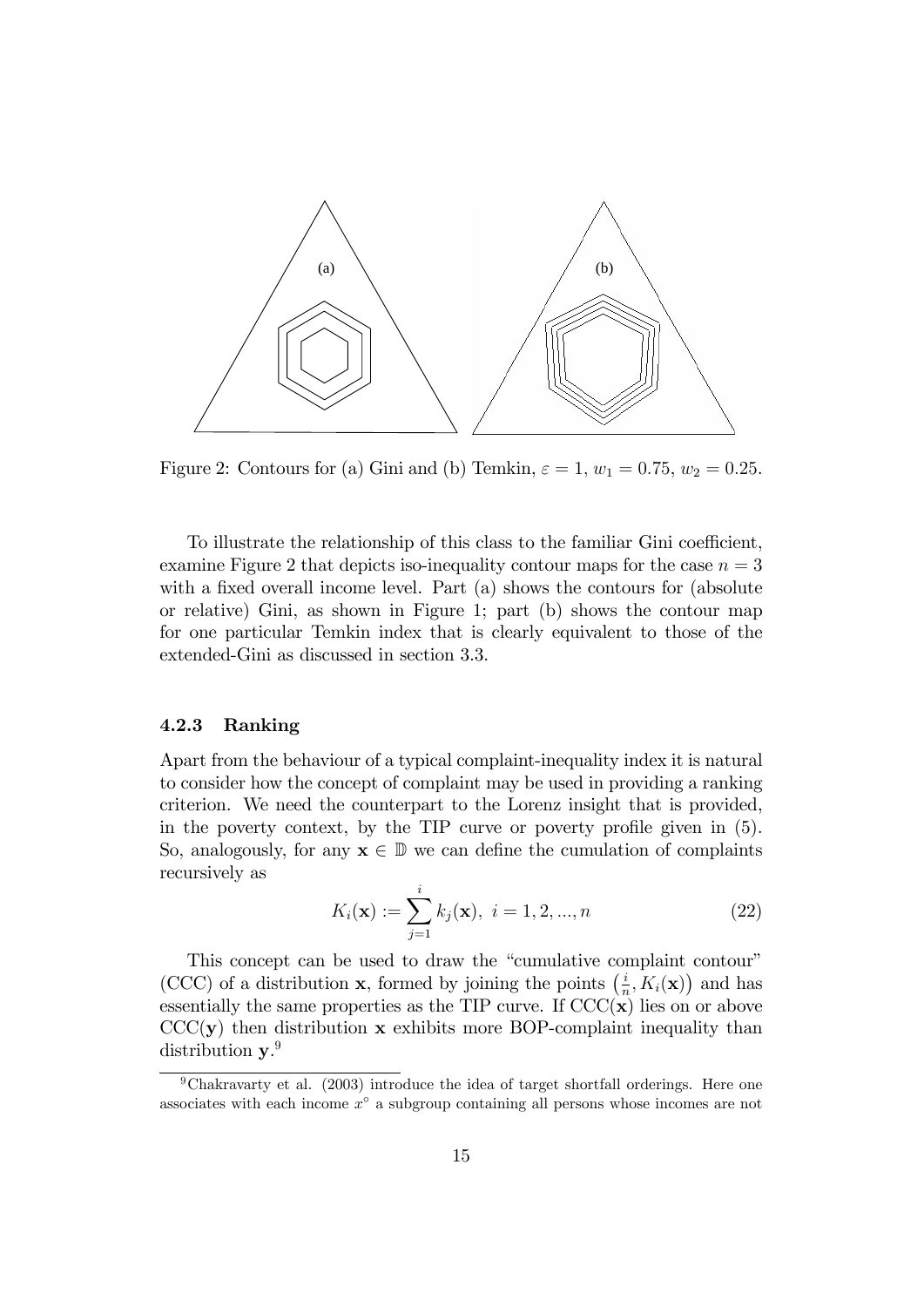Figure 2: Contours for (a) Gini and (b) Temkin, $\varepsilon = 1$, $w_1 = 0.75$, $w_2 = 0.25$.

To illustrate the relationship of this class to the familiar Gini coefficient, examine Figure 2 that depicts iso-inequality contour maps for the case $n = 3$ with a fixed overall income level. Part (a) shows the contours for (absolute or relative) Gini, as shown in Figure 1; part (b) shows the contour map for one particular Temkin index that is clearly equivalent to those of the extended-Gini as discussed in section 3.3.

### 4.2.3 Ranking

Apart from the behaviour of a typical complaint-inequality index it is natural to consider how the concept of complaint may be used in providing a ranking criterion. We need the counterpart to the Lorenz insight that is provided, in the poverty context, by the TIP curve or poverty profile given in (5). So, analogously, for any $\mathbf{x} \in \mathbb{D}$ we can define the cumulation of complaints recursively as

$$K_i(\mathbf{x}) := \sum_{j=1}^{i} k_j(\mathbf{x}),\ i = 1, 2, ..., n \tag{22}$$

This concept can be used to draw the "cumulative complaint contour" (CCC) of a distribution $\mathbf{x}$, formed by joining the points $\left(\frac{i}{n}, K_i(\mathbf{x})\right)$ and has essentially the same properties as the TIP curve. If CCC($\mathbf{x}$) lies on or above CCC($\mathbf{y}$) then distribution $\mathbf{x}$ exhibits more BOP-complaint inequality than distribution $\mathbf{y}$.[9]

[9] Chakravarty et al. (2003) introduce the idea of target shortfall orderings. Here one associates with each income $x^{\circ}$ a subgroup containing all persons whose incomes are not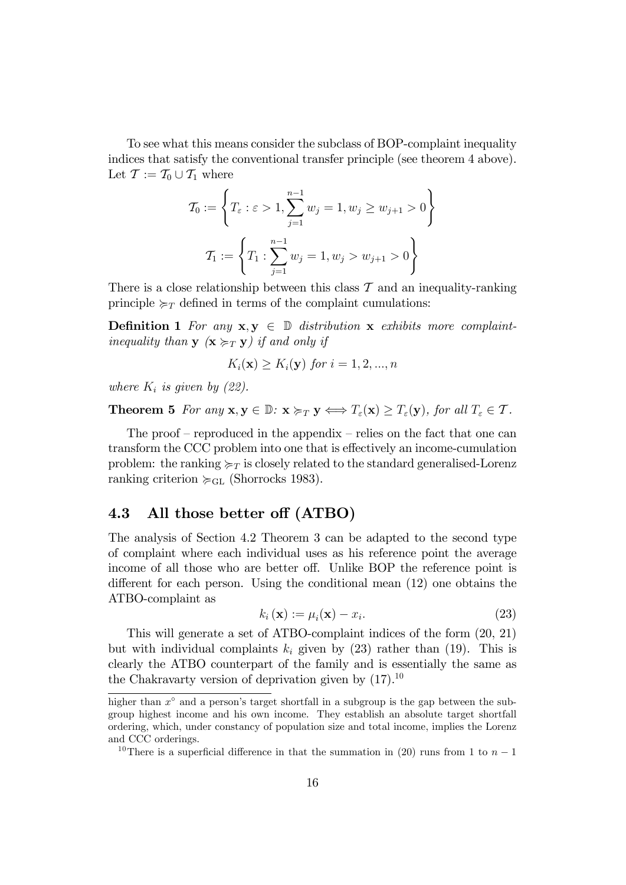To see what this means consider the subclass of BOP-complaint inequality indices that satisfy the conventional transfer principle (see theorem 4 above). Let $\mathcal{T} := \mathcal{T}_0 \cup \mathcal{T}_1$ where

$$\mathcal{T}_0 := \left\{ T_\varepsilon : \varepsilon > 1, \sum_{j=1}^{n-1} w_j = 1, w_j \geq w_{j+1} > 0 \right\}$$

$$\mathcal{T}_1 := \left\{ T_1 : \sum_{j=1}^{n-1} w_j = 1, w_j > w_{j+1} > 0 \right\}$$

There is a close relationship between this class $\mathcal{T}$ and an inequality-ranking principle $\succcurlyeq_T$ defined in terms of the complaint cumulations:

**Definition 1** *For any $\mathbf{x}, \mathbf{y} \in \mathbb{D}$ distribution $\mathbf{x}$ exhibits more complaint-inequality than $\mathbf{y}$ ($\mathbf{x} \succcurlyeq_T \mathbf{y}$) if and only if*

$$K_i(\mathbf{x}) \geq K_i(\mathbf{y}) \text{ for } i = 1, 2, ..., n$$

*where $K_i$ is given by (22).*

**Theorem 5** *For any $\mathbf{x}, \mathbf{y} \in \mathbb{D}$: $\mathbf{x} \succcurlyeq_T \mathbf{y} \Longleftrightarrow T_\varepsilon(\mathbf{x}) \geq T_\varepsilon(\mathbf{y})$, for all $T_\varepsilon \in \mathcal{T}$.*

The proof – reproduced in the appendix – relies on the fact that one can transform the CCC problem into one that is effectively an income-cumulation problem: the ranking $\succcurlyeq_T$ is closely related to the standard generalised-Lorenz ranking criterion $\succcurlyeq_{\text{GL}}$ (Shorrocks 1983).

## 4.3 All those better off (ATBO)

The analysis of Section 4.2 Theorem 3 can be adapted to the second type of complaint where each individual uses as his reference point the average income of all those who are better off. Unlike BOP the reference point is different for each person. Using the conditional mean (12) one obtains the ATBO-complaint as

$$k_i(\mathbf{x}) := \mu_i(\mathbf{x}) - x_i. \tag{23}$$

This will generate a set of ATBO-complaint indices of the form (20, 21) but with individual complaints $k_i$ given by (23) rather than (19). This is clearly the ATBO counterpart of the family and is essentially the same as the Chakravarty version of deprivation given by (17).[10]

---

higher than $x^\circ$ and a person's target shortfall in a subgroup is the gap between the subgroup highest income and his own income. They establish an absolute target shortfall ordering, which, under constancy of population size and total income, implies the Lorenz and CCC orderings.

[10] There is a superficial difference in that the summation in (20) runs from 1 to $n-1$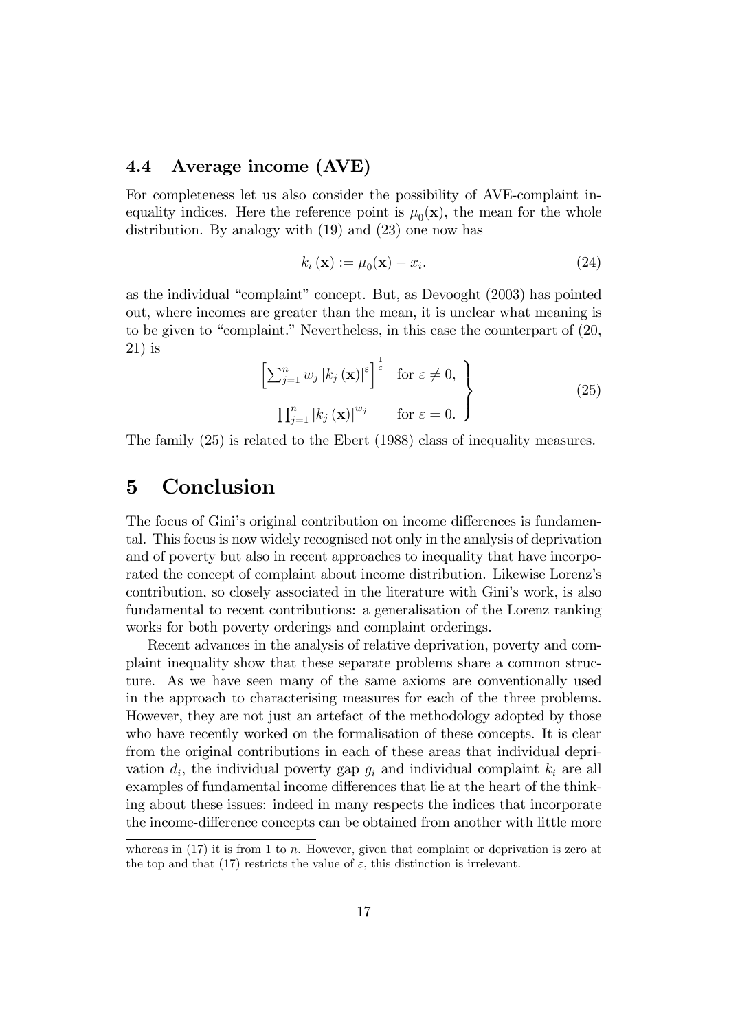### 4.4 Average income (AVE)

For completeness let us also consider the possibility of AVE-complaint inequality indices. Here the reference point is $\mu_0(\mathbf{x})$, the mean for the whole distribution. By analogy with (19) and (23) one now has

$$k_i(\mathbf{x}) := \mu_0(\mathbf{x}) - x_i. \tag{24}$$

as the individual "complaint" concept. But, as Devooght (2003) has pointed out, where incomes are greater than the mean, it is unclear what meaning is to be given to "complaint." Nevertheless, in this case the counterpart of (20, 21) is

$$\left.\begin{array}{ll} \left[\sum_{j=1}^{n} w_j \left|k_j(\mathbf{x})\right|^{\varepsilon}\right]^{\frac{1}{\varepsilon}} & \text{for } \varepsilon \neq 0, \\ \prod_{j=1}^{n} \left|k_j(\mathbf{x})\right|^{w_j} & \text{for } \varepsilon = 0. \end{array}\right\} \tag{25}$$

The family (25) is related to the Ebert (1988) class of inequality measures.

# 5 Conclusion

The focus of Gini's original contribution on income differences is fundamental. This focus is now widely recognised not only in the analysis of deprivation and of poverty but also in recent approaches to inequality that have incorporated the concept of complaint about income distribution. Likewise Lorenz's contribution, so closely associated in the literature with Gini's work, is also fundamental to recent contributions: a generalisation of the Lorenz ranking works for both poverty orderings and complaint orderings.

Recent advances in the analysis of relative deprivation, poverty and complaint inequality show that these separate problems share a common structure. As we have seen many of the same axioms are conventionally used in the approach to characterising measures for each of the three problems. However, they are not just an artefact of the methodology adopted by those who have recently worked on the formalisation of these concepts. It is clear from the original contributions in each of these areas that individual deprivation $d_i$, the individual poverty gap $g_i$ and individual complaint $k_i$ are all examples of fundamental income differences that lie at the heart of the thinking about these issues: indeed in many respects the indices that incorporate the income-difference concepts can be obtained from another with little more

whereas in (17) it is from 1 to $n$. However, given that complaint or deprivation is zero at the top and that (17) restricts the value of $\varepsilon$, this distinction is irrelevant.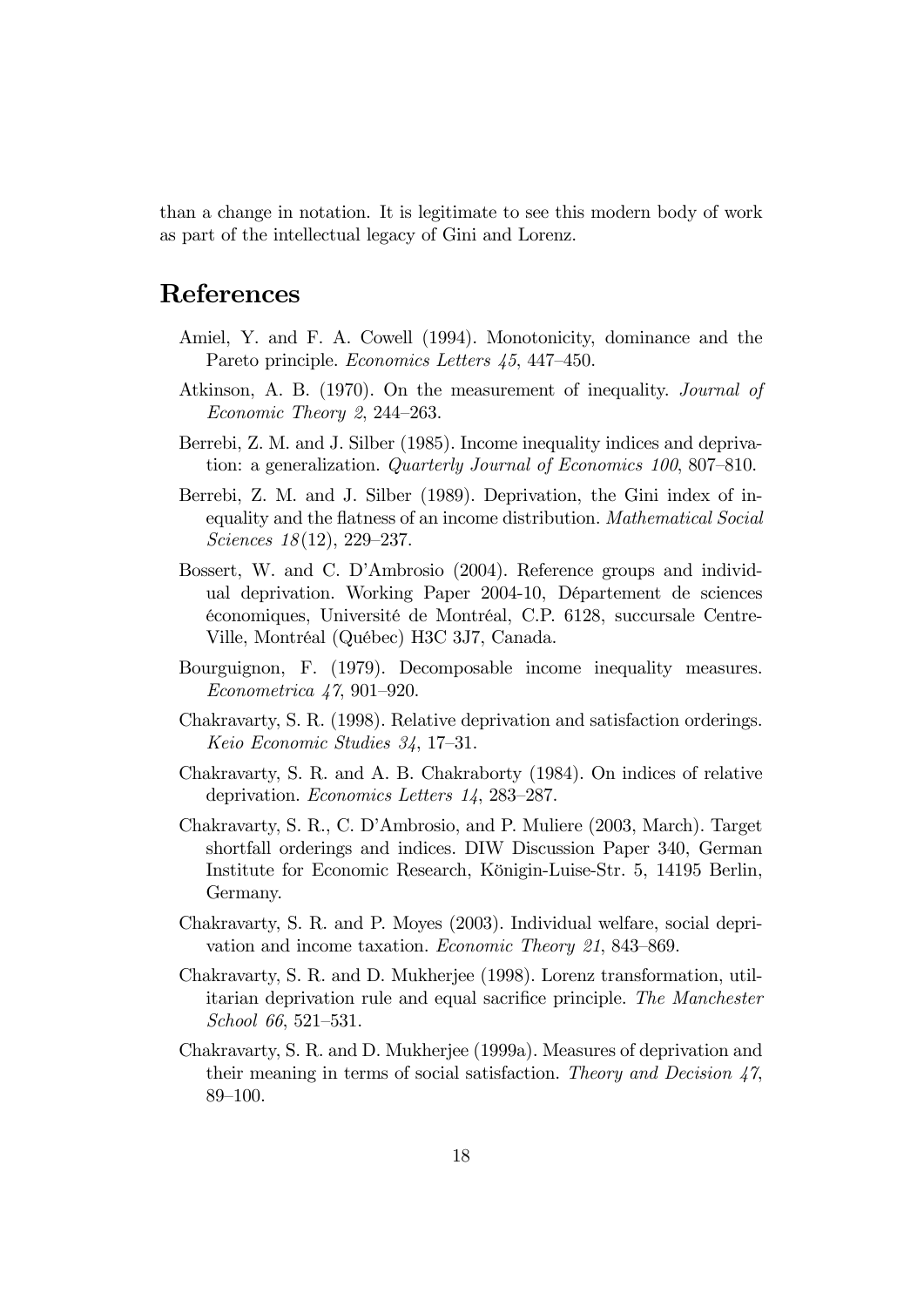than a change in notation. It is legitimate to see this modern body of work as part of the intellectual legacy of Gini and Lorenz.

# References

Amiel, Y. and F. A. Cowell (1994). Monotonicity, dominance and the Pareto principle. *Economics Letters 45*, 447–450.

Atkinson, A. B. (1970). On the measurement of inequality. *Journal of Economic Theory 2*, 244–263.

Berrebi, Z. M. and J. Silber (1985). Income inequality indices and deprivation: a generalization. *Quarterly Journal of Economics 100*, 807–810.

Berrebi, Z. M. and J. Silber (1989). Deprivation, the Gini index of inequality and the flatness of an income distribution. *Mathematical Social Sciences 18*(12), 229–237.

Bossert, W. and C. D'Ambrosio (2004). Reference groups and individual deprivation. Working Paper 2004-10, Département de sciences économiques, Université de Montréal, C.P. 6128, succursale Centre-Ville, Montréal (Québec) H3C 3J7, Canada.

Bourguignon, F. (1979). Decomposable income inequality measures. *Econometrica 47*, 901–920.

Chakravarty, S. R. (1998). Relative deprivation and satisfaction orderings. *Keio Economic Studies 34*, 17–31.

Chakravarty, S. R. and A. B. Chakraborty (1984). On indices of relative deprivation. *Economics Letters 14*, 283–287.

Chakravarty, S. R., C. D'Ambrosio, and P. Muliere (2003, March). Target shortfall orderings and indices. DIW Discussion Paper 340, German Institute for Economic Research, Königin-Luise-Str. 5, 14195 Berlin, Germany.

Chakravarty, S. R. and P. Moyes (2003). Individual welfare, social deprivation and income taxation. *Economic Theory 21*, 843–869.

Chakravarty, S. R. and D. Mukherjee (1998). Lorenz transformation, utilitarian deprivation rule and equal sacrifice principle. *The Manchester School 66*, 521–531.

Chakravarty, S. R. and D. Mukherjee (1999a). Measures of deprivation and their meaning in terms of social satisfaction. *Theory and Decision 47*, 89–100.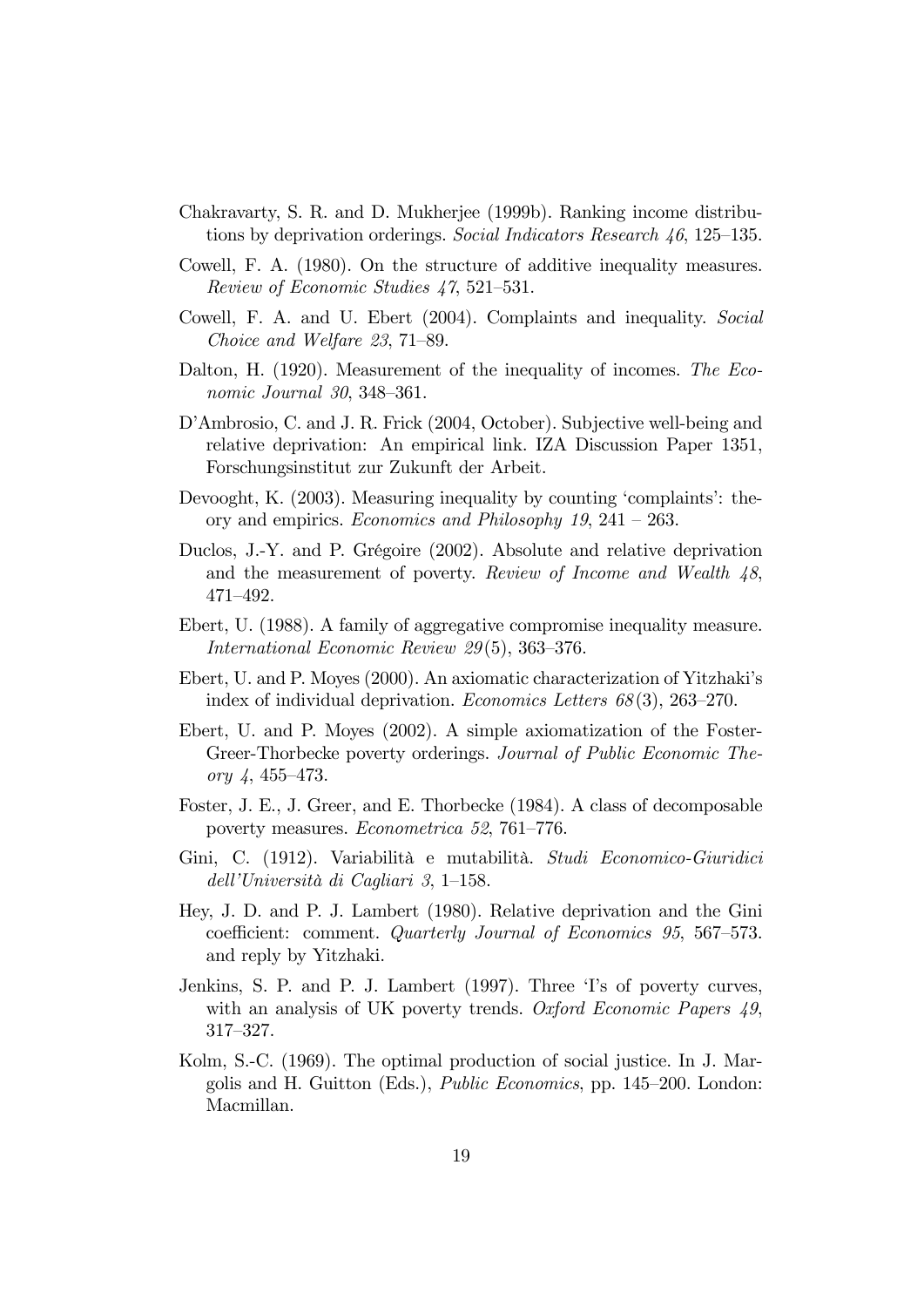Chakravarty, S. R. and D. Mukherjee (1999b). Ranking income distributions by deprivation orderings. *Social Indicators Research 46*, 125–135.

Cowell, F. A. (1980). On the structure of additive inequality measures. *Review of Economic Studies 47*, 521–531.

Cowell, F. A. and U. Ebert (2004). Complaints and inequality. *Social Choice and Welfare 23*, 71–89.

Dalton, H. (1920). Measurement of the inequality of incomes. *The Economic Journal 30*, 348–361.

D'Ambrosio, C. and J. R. Frick (2004, October). Subjective well-being and relative deprivation: An empirical link. IZA Discussion Paper 1351, Forschungsinstitut zur Zukunft der Arbeit.

Devooght, K. (2003). Measuring inequality by counting 'complaints': theory and empirics. *Economics and Philosophy 19*, 241 – 263.

Duclos, J.-Y. and P. Grégoire (2002). Absolute and relative deprivation and the measurement of poverty. *Review of Income and Wealth 48*, 471–492.

Ebert, U. (1988). A family of aggregative compromise inequality measure. *International Economic Review 29*(5), 363–376.

Ebert, U. and P. Moyes (2000). An axiomatic characterization of Yitzhaki's index of individual deprivation. *Economics Letters 68*(3), 263–270.

Ebert, U. and P. Moyes (2002). A simple axiomatization of the Foster-Greer-Thorbecke poverty orderings. *Journal of Public Economic Theory 4*, 455–473.

Foster, J. E., J. Greer, and E. Thorbecke (1984). A class of decomposable poverty measures. *Econometrica 52*, 761–776.

Gini, C. (1912). Variabilità e mutabilità. *Studi Economico-Giuridici dell'Università di Cagliari 3*, 1–158.

Hey, J. D. and P. J. Lambert (1980). Relative deprivation and the Gini coefficient: comment. *Quarterly Journal of Economics 95*, 567–573. and reply by Yitzhaki.

Jenkins, S. P. and P. J. Lambert (1997). Three 'I's of poverty curves, with an analysis of UK poverty trends. *Oxford Economic Papers 49*, 317–327.

Kolm, S.-C. (1969). The optimal production of social justice. In J. Margolis and H. Guitton (Eds.), *Public Economics*, pp. 145–200. London: Macmillan.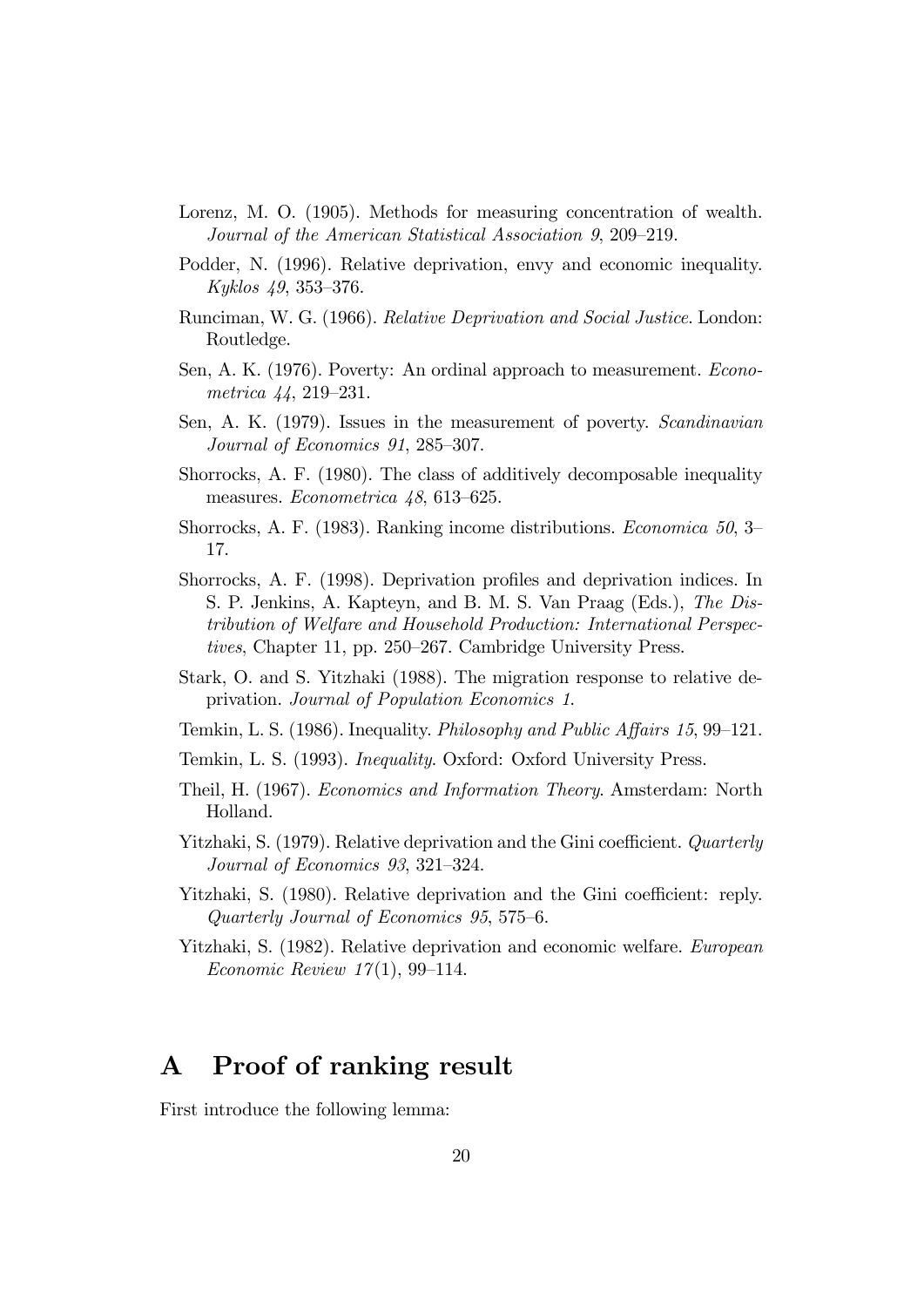Lorenz, M. O. (1905). Methods for measuring concentration of wealth. *Journal of the American Statistical Association 9*, 209–219.

Podder, N. (1996). Relative deprivation, envy and economic inequality. *Kyklos 49*, 353–376.

Runciman, W. G. (1966). *Relative Deprivation and Social Justice*. London: Routledge.

Sen, A. K. (1976). Poverty: An ordinal approach to measurement. *Econometrica 44*, 219–231.

Sen, A. K. (1979). Issues in the measurement of poverty. *Scandinavian Journal of Economics 91*, 285–307.

Shorrocks, A. F. (1980). The class of additively decomposable inequality measures. *Econometrica 48*, 613–625.

Shorrocks, A. F. (1983). Ranking income distributions. *Economica 50*, 3–17.

Shorrocks, A. F. (1998). Deprivation profiles and deprivation indices. In S. P. Jenkins, A. Kapteyn, and B. M. S. Van Praag (Eds.), *The Distribution of Welfare and Household Production: International Perspectives*, Chapter 11, pp. 250–267. Cambridge University Press.

Stark, O. and S. Yitzhaki (1988). The migration response to relative deprivation. *Journal of Population Economics 1*.

Temkin, L. S. (1986). Inequality. *Philosophy and Public Affairs 15*, 99–121.

Temkin, L. S. (1993). *Inequality*. Oxford: Oxford University Press.

Theil, H. (1967). *Economics and Information Theory*. Amsterdam: North Holland.

Yitzhaki, S. (1979). Relative deprivation and the Gini coefficient. *Quarterly Journal of Economics 93*, 321–324.

Yitzhaki, S. (1980). Relative deprivation and the Gini coefficient: reply. *Quarterly Journal of Economics 95*, 575–6.

Yitzhaki, S. (1982). Relative deprivation and economic welfare. *European Economic Review 17*(1), 99–114.

# A Proof of ranking result

First introduce the following lemma: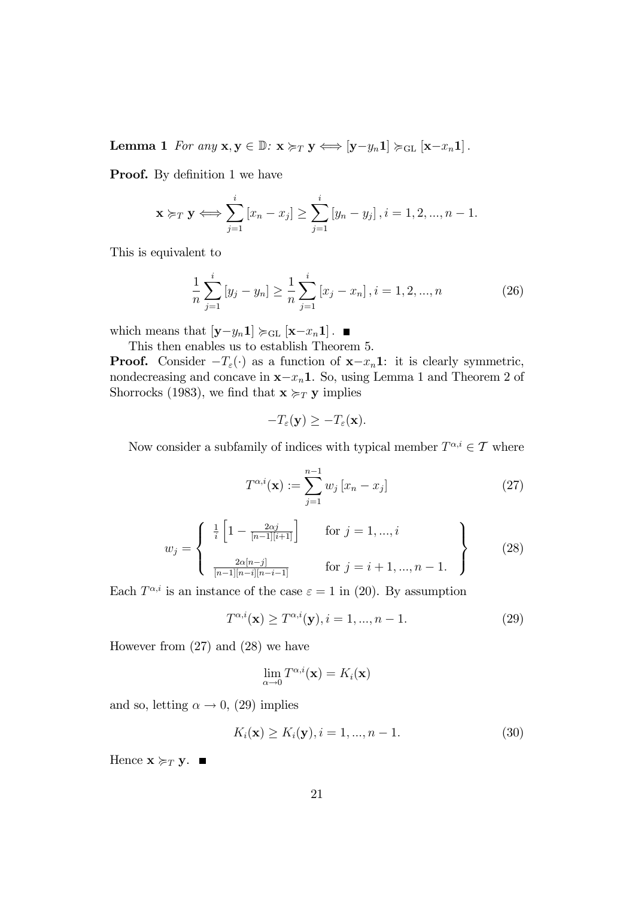**Lemma 1** *For any* $\mathbf{x}, \mathbf{y} \in \mathbb{D}$*:* $\mathbf{x} \succcurlyeq_T \mathbf{y} \Longleftrightarrow [\mathbf{y} - y_n \mathbf{1}] \succcurlyeq_{\rm GL} [\mathbf{x} - x_n \mathbf{1}]$.

**Proof.** By definition 1 we have

$$\mathbf{x} \succcurlyeq_T \mathbf{y} \Longleftrightarrow \sum_{j=1}^{i} [x_n - x_j] \geq \sum_{j=1}^{i} [y_n - y_j], i = 1, 2, ..., n-1.$$

This is equivalent to

$$\frac{1}{n} \sum_{j=1}^{i} [y_j - y_n] \geq \frac{1}{n} \sum_{j=1}^{i} [x_j - x_n], i = 1, 2, ..., n \tag{26}$$

which means that $[\mathbf{y} - y_n \mathbf{1}] \succcurlyeq_{\rm GL} [\mathbf{x} - x_n \mathbf{1}]$. ■

This then enables us to establish Theorem 5.

**Proof.** Consider $-T_\varepsilon(\cdot)$ as a function of $\mathbf{x} - x_n \mathbf{1}$: it is clearly symmetric, nondecreasing and concave in $\mathbf{x} - x_n \mathbf{1}$. So, using Lemma 1 and Theorem 2 of Shorrocks (1983), we find that $\mathbf{x} \succcurlyeq_T \mathbf{y}$ implies

$$-T_\varepsilon(\mathbf{y}) \geq -T_\varepsilon(\mathbf{x}).$$

Now consider a subfamily of indices with typical member $T^{\alpha,i} \in \mathcal{T}$ where

$$T^{\alpha,i}(\mathbf{x}) := \sum_{j=1}^{n-1} w_j [x_n - x_j] \tag{27}$$

$$w_j = \left\{ \begin{array}{ll} \frac{1}{i}\left[1 - \frac{2\alpha j}{[n-1][i+1]}\right] & \text{for } j = 1, ..., i \\ \\ \frac{2\alpha [n-j]}{[n-1][n-i][n-i-1]} & \text{for } j = i+1, ..., n-1. \end{array} \right\} \tag{28}$$

Each $T^{\alpha,i}$ is an instance of the case $\varepsilon = 1$ in (20). By assumption

$$T^{\alpha,i}(\mathbf{x}) \geq T^{\alpha,i}(\mathbf{y}), i = 1, ..., n-1. \tag{29}$$

However from (27) and (28) we have

$$\lim_{\alpha \to 0} T^{\alpha,i}(\mathbf{x}) = K_i(\mathbf{x})$$

and so, letting $\alpha \to 0$, (29) implies

$$K_i(\mathbf{x}) \geq K_i(\mathbf{y}), i = 1, ..., n-1. \tag{30}$$

Hence $\mathbf{x} \succcurlyeq_T \mathbf{y}$. ■